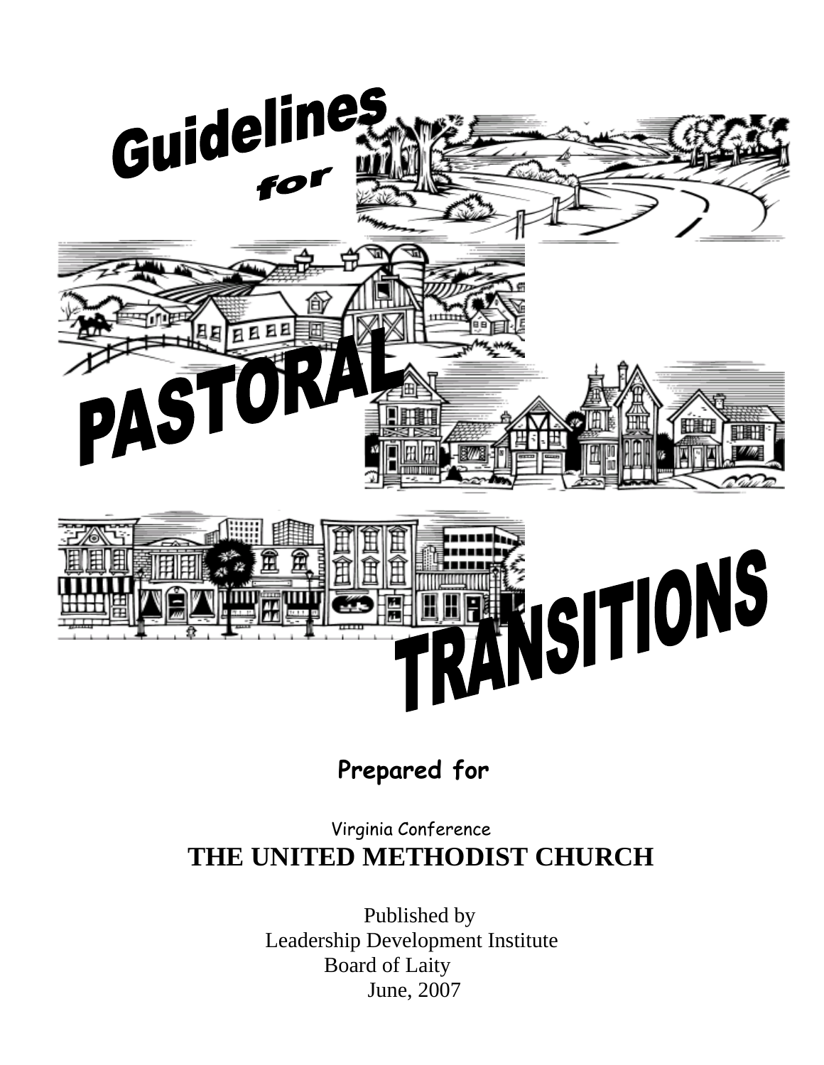# Guidelines for PASTORAL TRANSITIONS

**Prepared for**

Virginia Conference

**THE UNITED METHODIST CHURCH**

Published by
Leadership Development Institute
Board of Laity
June, 2007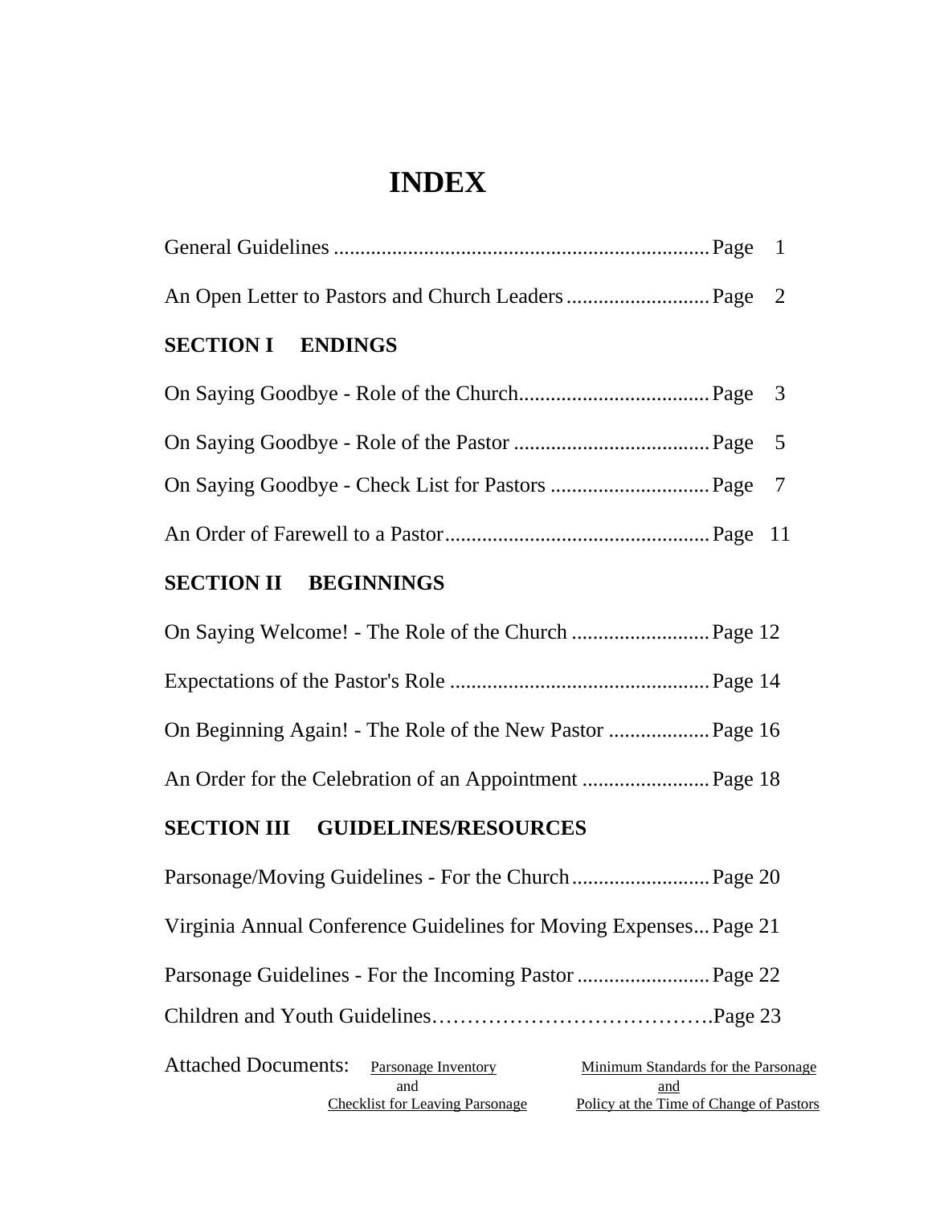# INDEX

General Guidelines ....................................................................... Page 1

An Open Letter to Pastors and Church Leaders ........................... Page 2

## SECTION I ENDINGS

On Saying Goodbye - Role of the Church.................................... Page 3

On Saying Goodbye - Role of the Pastor ..................................... Page 5

On Saying Goodbye - Check List for Pastors .............................. Page 7

An Order of Farewell to a Pastor.................................................. Page 11

## SECTION II BEGINNINGS

On Saying Welcome! - The Role of the Church .......................... Page 12

Expectations of the Pastor's Role ................................................. Page 14

On Beginning Again! - The Role of the New Pastor ................... Page 16

An Order for the Celebration of an Appointment ........................ Page 18

## SECTION III GUIDELINES/RESOURCES

Parsonage/Moving Guidelines - For the Church .......................... Page 20

Virginia Annual Conference Guidelines for Moving Expenses... Page 21

Parsonage Guidelines - For the Incoming Pastor ......................... Page 22

Children and Youth Guidelines………………………………….Page 23

Attached Documents: Parsonage Inventory and Checklist for Leaving Parsonage; Minimum Standards for the Parsonage and Policy at the Time of Change of Pastors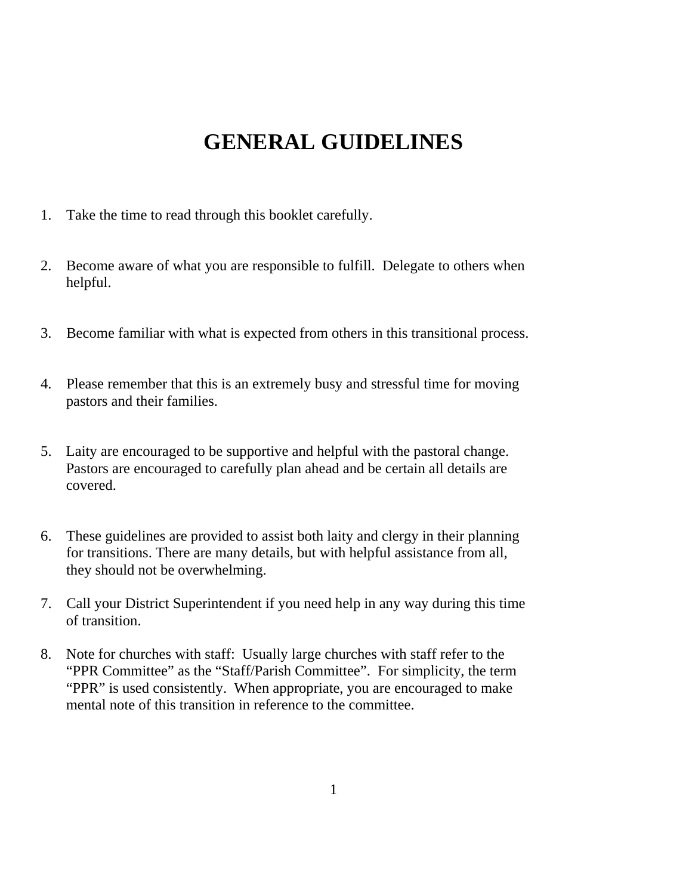# GENERAL GUIDELINES

1. Take the time to read through this booklet carefully.

2. Become aware of what you are responsible to fulfill. Delegate to others when helpful.

3. Become familiar with what is expected from others in this transitional process.

4. Please remember that this is an extremely busy and stressful time for moving pastors and their families.

5. Laity are encouraged to be supportive and helpful with the pastoral change. Pastors are encouraged to carefully plan ahead and be certain all details are covered.

6. These guidelines are provided to assist both laity and clergy in their planning for transitions. There are many details, but with helpful assistance from all, they should not be overwhelming.

7. Call your District Superintendent if you need help in any way during this time of transition.

8. Note for churches with staff: Usually large churches with staff refer to the "PPR Committee" as the "Staff/Parish Committee". For simplicity, the term "PPR" is used consistently. When appropriate, you are encouraged to make mental note of this transition in reference to the committee.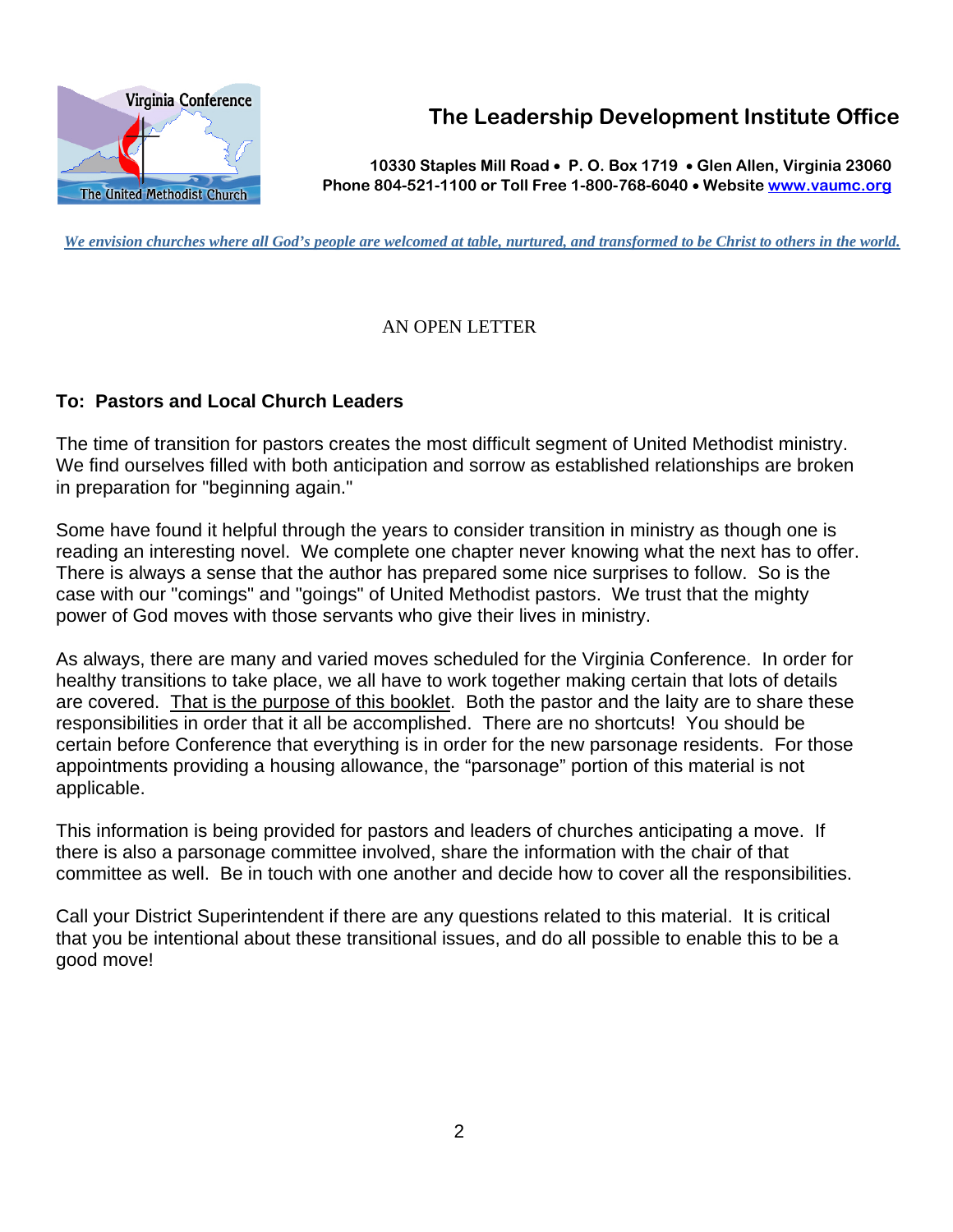## The Leadership Development Institute Office

**10330 Staples Mill Road • P. O. Box 1719 • Glen Allen, Virginia 23060**
**Phone 804-521-1100 or Toll Free 1-800-768-6040 • Website www.vaumc.org**

*We envision churches where all God's people are welcomed at table, nurtured, and transformed to be Christ to others in the world.*

AN OPEN LETTER

**To: Pastors and Local Church Leaders**

The time of transition for pastors creates the most difficult segment of United Methodist ministry. We find ourselves filled with both anticipation and sorrow as established relationships are broken in preparation for "beginning again."

Some have found it helpful through the years to consider transition in ministry as though one is reading an interesting novel. We complete one chapter never knowing what the next has to offer. There is always a sense that the author has prepared some nice surprises to follow. So is the case with our "comings" and "goings" of United Methodist pastors. We trust that the mighty power of God moves with those servants who give their lives in ministry.

As always, there are many and varied moves scheduled for the Virginia Conference. In order for healthy transitions to take place, we all have to work together making certain that lots of details are covered. That is the purpose of this booklet. Both the pastor and the laity are to share these responsibilities in order that it all be accomplished. There are no shortcuts! You should be certain before Conference that everything is in order for the new parsonage residents. For those appointments providing a housing allowance, the "parsonage" portion of this material is not applicable.

This information is being provided for pastors and leaders of churches anticipating a move. If there is also a parsonage committee involved, share the information with the chair of that committee as well. Be in touch with one another and decide how to cover all the responsibilities.

Call your District Superintendent if there are any questions related to this material. It is critical that you be intentional about these transitional issues, and do all possible to enable this to be a good move!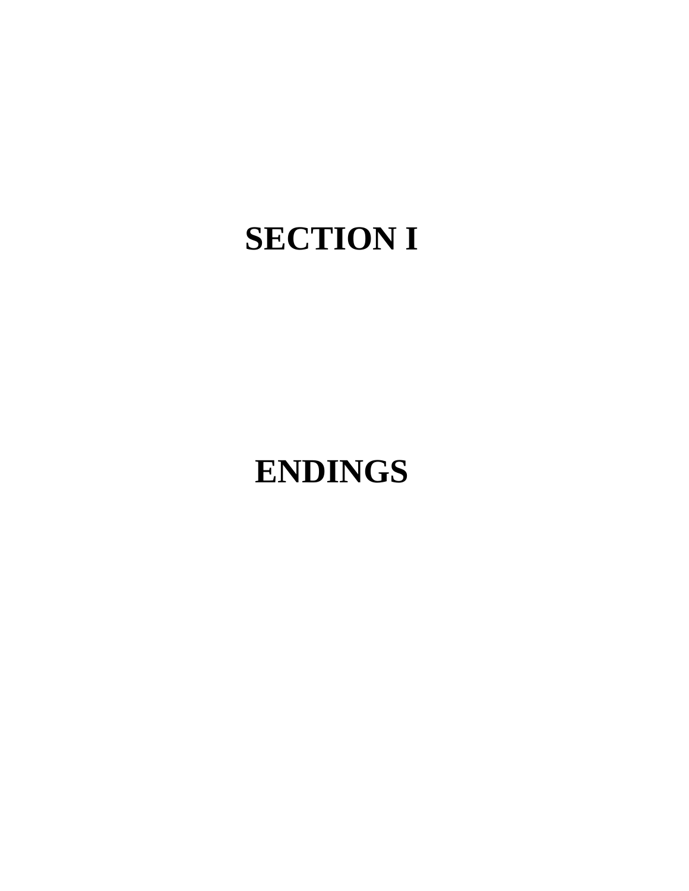# SECTION I

# ENDINGS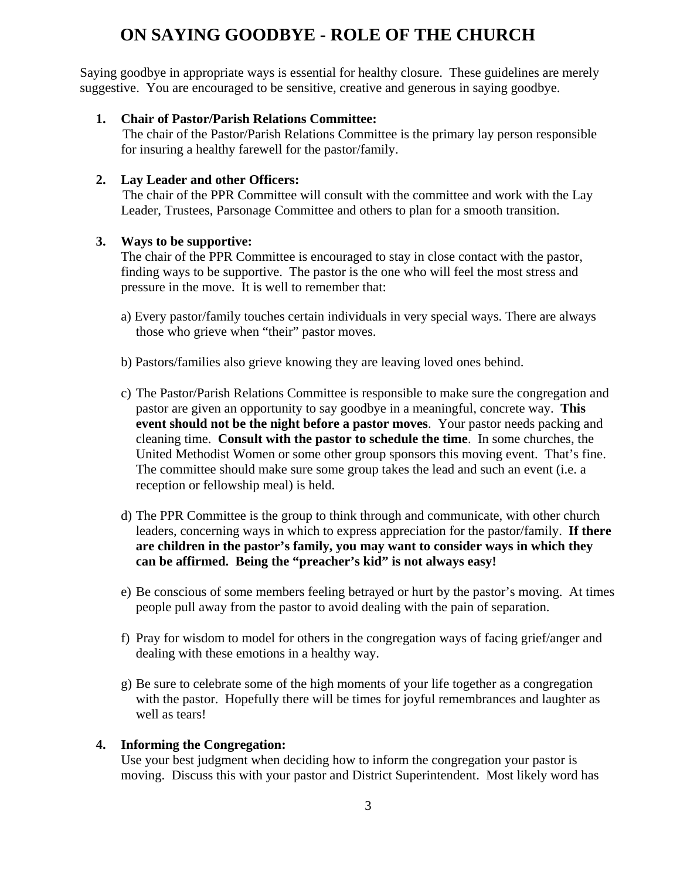# ON SAYING GOODBYE - ROLE OF THE CHURCH

Saying goodbye in appropriate ways is essential for healthy closure. These guidelines are merely suggestive. You are encouraged to be sensitive, creative and generous in saying goodbye.

1. **Chair of Pastor/Parish Relations Committee:**
   The chair of the Pastor/Parish Relations Committee is the primary lay person responsible for insuring a healthy farewell for the pastor/family.

2. **Lay Leader and other Officers:**
   The chair of the PPR Committee will consult with the committee and work with the Lay Leader, Trustees, Parsonage Committee and others to plan for a smooth transition.

3. **Ways to be supportive:**
   The chair of the PPR Committee is encouraged to stay in close contact with the pastor, finding ways to be supportive. The pastor is the one who will feel the most stress and pressure in the move. It is well to remember that:

   a) Every pastor/family touches certain individuals in very special ways. There are always those who grieve when "their" pastor moves.

   b) Pastors/families also grieve knowing they are leaving loved ones behind.

   c) The Pastor/Parish Relations Committee is responsible to make sure the congregation and pastor are given an opportunity to say goodbye in a meaningful, concrete way. **This event should not be the night before a pastor moves**. Your pastor needs packing and cleaning time. **Consult with the pastor to schedule the time**. In some churches, the United Methodist Women or some other group sponsors this moving event. That's fine. The committee should make sure some group takes the lead and such an event (i.e. a reception or fellowship meal) is held.

   d) The PPR Committee is the group to think through and communicate, with other church leaders, concerning ways in which to express appreciation for the pastor/family. **If there are children in the pastor's family, you may want to consider ways in which they can be affirmed. Being the "preacher's kid" is not always easy!**

   e) Be conscious of some members feeling betrayed or hurt by the pastor's moving. At times people pull away from the pastor to avoid dealing with the pain of separation.

   f) Pray for wisdom to model for others in the congregation ways of facing grief/anger and dealing with these emotions in a healthy way.

   g) Be sure to celebrate some of the high moments of your life together as a congregation with the pastor. Hopefully there will be times for joyful remembrances and laughter as well as tears!

4. **Informing the Congregation:**
   Use your best judgment when deciding how to inform the congregation your pastor is moving. Discuss this with your pastor and District Superintendent. Most likely word has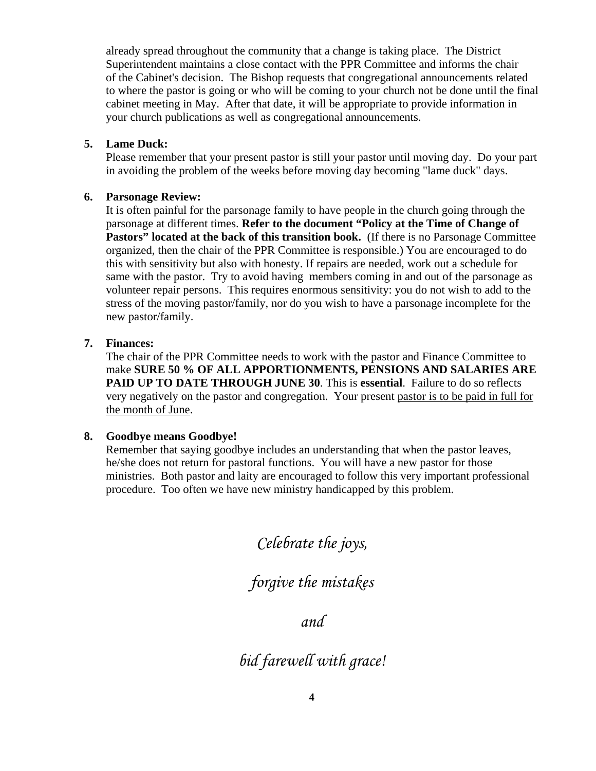already spread throughout the community that a change is taking place. The District Superintendent maintains a close contact with the PPR Committee and informs the chair of the Cabinet's decision. The Bishop requests that congregational announcements related to where the pastor is going or who will be coming to your church not be done until the final cabinet meeting in May. After that date, it will be appropriate to provide information in your church publications as well as congregational announcements.

5. **Lame Duck:**
   Please remember that your present pastor is still your pastor until moving day. Do your part in avoiding the problem of the weeks before moving day becoming "lame duck" days.

6. **Parsonage Review:**
   It is often painful for the parsonage family to have people in the church going through the parsonage at different times. **Refer to the document "Policy at the Time of Change of Pastors" located at the back of this transition book.** (If there is no Parsonage Committee organized, then the chair of the PPR Committee is responsible.) You are encouraged to do this with sensitivity but also with honesty. If repairs are needed, work out a schedule for same with the pastor. Try to avoid having members coming in and out of the parsonage as volunteer repair persons. This requires enormous sensitivity: you do not wish to add to the stress of the moving pastor/family, nor do you wish to have a parsonage incomplete for the new pastor/family.

7. **Finances:**
   The chair of the PPR Committee needs to work with the pastor and Finance Committee to make **SURE 50 % OF ALL APPORTIONMENTS, PENSIONS AND SALARIES ARE PAID UP TO DATE THROUGH JUNE 30**. This is **essential**. Failure to do so reflects very negatively on the pastor and congregation. Your present pastor is to be paid in full for the month of June.

8. **Goodbye means Goodbye!**
   Remember that saying goodbye includes an understanding that when the pastor leaves, he/she does not return for pastoral functions. You will have a new pastor for those ministries. Both pastor and laity are encouraged to follow this very important professional procedure. Too often we have new ministry handicapped by this problem.

*Celebrate the joys,*

*forgive the mistakes*

*and*

*bid farewell with grace!*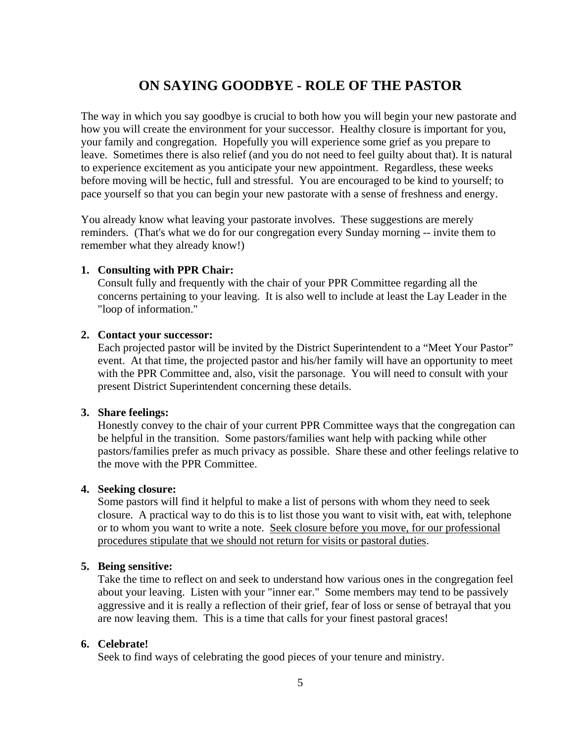# ON SAYING GOODBYE - ROLE OF THE PASTOR

The way in which you say goodbye is crucial to both how you will begin your new pastorate and how you will create the environment for your successor. Healthy closure is important for you, your family and congregation. Hopefully you will experience some grief as you prepare to leave. Sometimes there is also relief (and you do not need to feel guilty about that). It is natural to experience excitement as you anticipate your new appointment. Regardless, these weeks before moving will be hectic, full and stressful. You are encouraged to be kind to yourself; to pace yourself so that you can begin your new pastorate with a sense of freshness and energy.

You already know what leaving your pastorate involves. These suggestions are merely reminders. (That's what we do for our congregation every Sunday morning -- invite them to remember what they already know!)

1. **Consulting with PPR Chair:**
   Consult fully and frequently with the chair of your PPR Committee regarding all the concerns pertaining to your leaving. It is also well to include at least the Lay Leader in the "loop of information."

2. **Contact your successor:**
   Each projected pastor will be invited by the District Superintendent to a "Meet Your Pastor" event. At that time, the projected pastor and his/her family will have an opportunity to meet with the PPR Committee and, also, visit the parsonage. You will need to consult with your present District Superintendent concerning these details.

3. **Share feelings:**
   Honestly convey to the chair of your current PPR Committee ways that the congregation can be helpful in the transition. Some pastors/families want help with packing while other pastors/families prefer as much privacy as possible. Share these and other feelings relative to the move with the PPR Committee.

4. **Seeking closure:**
   Some pastors will find it helpful to make a list of persons with whom they need to seek closure. A practical way to do this is to list those you want to visit with, eat with, telephone or to whom you want to write a note. <u>Seek closure before you move, for our professional procedures stipulate that we should not return for visits or pastoral duties</u>.

5. **Being sensitive:**
   Take the time to reflect on and seek to understand how various ones in the congregation feel about your leaving. Listen with your "inner ear." Some members may tend to be passively aggressive and it is really a reflection of their grief, fear of loss or sense of betrayal that you are now leaving them. This is a time that calls for your finest pastoral graces!

6. **Celebrate!**
   Seek to find ways of celebrating the good pieces of your tenure and ministry.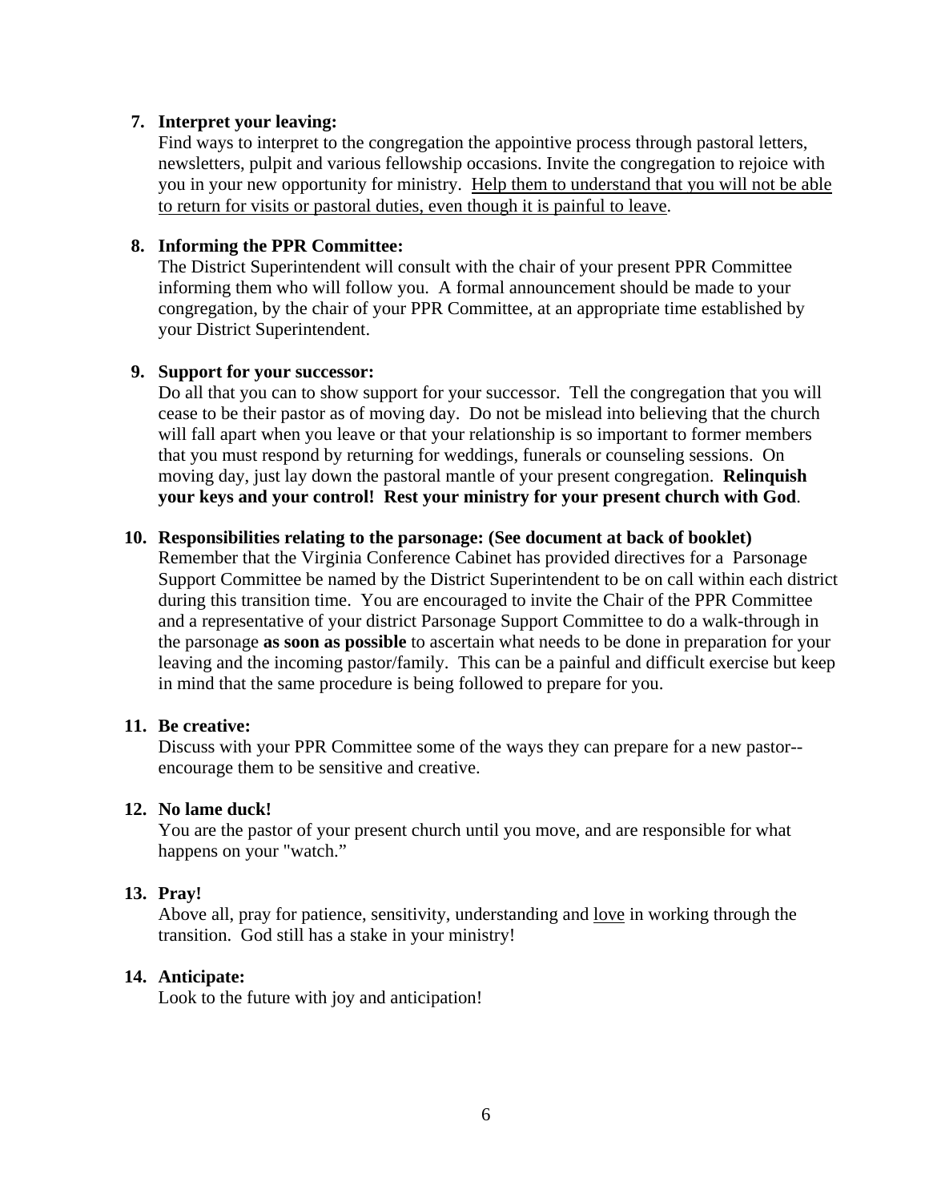7. **Interpret your leaving:**
   Find ways to interpret to the congregation the appointive process through pastoral letters, newsletters, pulpit and various fellowship occasions. Invite the congregation to rejoice with you in your new opportunity for ministry. <u>Help them to understand that you will not be able to return for visits or pastoral duties, even though it is painful to leave</u>.

8. **Informing the PPR Committee:**
   The District Superintendent will consult with the chair of your present PPR Committee informing them who will follow you. A formal announcement should be made to your congregation, by the chair of your PPR Committee, at an appropriate time established by your District Superintendent.

9. **Support for your successor:**
   Do all that you can to show support for your successor. Tell the congregation that you will cease to be their pastor as of moving day. Do not be mislead into believing that the church will fall apart when you leave or that your relationship is so important to former members that you must respond by returning for weddings, funerals or counseling sessions. On moving day, just lay down the pastoral mantle of your present congregation. **Relinquish your keys and your control! Rest your ministry for your present church with God**.

10. **Responsibilities relating to the parsonage: (See document at back of booklet)**
    Remember that the Virginia Conference Cabinet has provided directives for a Parsonage Support Committee be named by the District Superintendent to be on call within each district during this transition time. You are encouraged to invite the Chair of the PPR Committee and a representative of your district Parsonage Support Committee to do a walk-through in the parsonage **as soon as possible** to ascertain what needs to be done in preparation for your leaving and the incoming pastor/family. This can be a painful and difficult exercise but keep in mind that the same procedure is being followed to prepare for you.

11. **Be creative:**
    Discuss with your PPR Committee some of the ways they can prepare for a new pastor--encourage them to be sensitive and creative.

12. **No lame duck!**
    You are the pastor of your present church until you move, and are responsible for what happens on your "watch."

13. **Pray!**
    Above all, pray for patience, sensitivity, understanding and <u>love</u> in working through the transition. God still has a stake in your ministry!

14. **Anticipate:**
    Look to the future with joy and anticipation!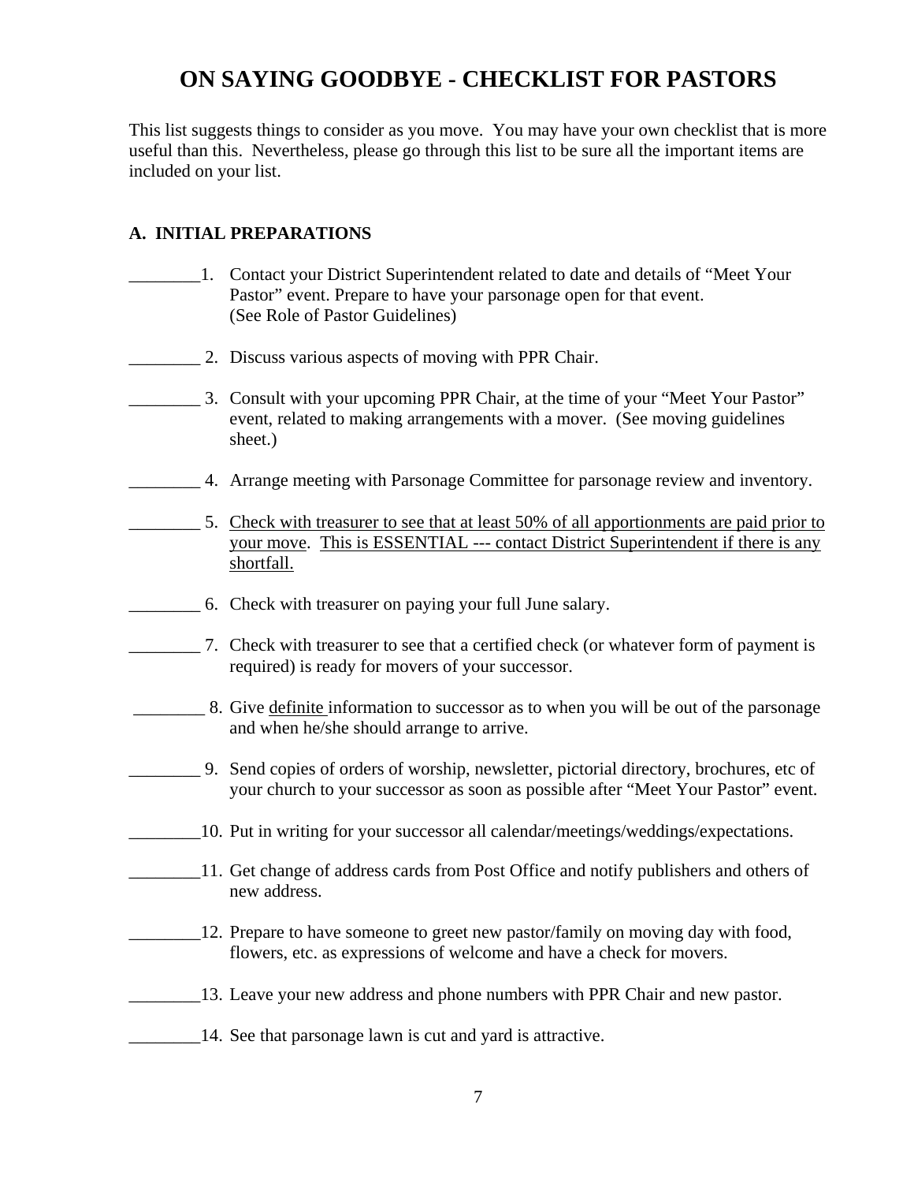# ON SAYING GOODBYE - CHECKLIST FOR PASTORS

This list suggests things to consider as you move. You may have your own checklist that is more useful than this. Nevertheless, please go through this list to be sure all the important items are included on your list.

## A. INITIAL PREPARATIONS

________1. Contact your District Superintendent related to date and details of "Meet Your Pastor" event. Prepare to have your parsonage open for that event. (See Role of Pastor Guidelines)

________ 2. Discuss various aspects of moving with PPR Chair.

________ 3. Consult with your upcoming PPR Chair, at the time of your "Meet Your Pastor" event, related to making arrangements with a mover. (See moving guidelines sheet.)

________ 4. Arrange meeting with Parsonage Committee for parsonage review and inventory.

________ 5. <u>Check with treasurer to see that at least 50% of all apportionments are paid prior to your move</u>. <u>This is ESSENTIAL --- contact District Superintendent if there is any shortfall.</u>

________ 6. Check with treasurer on paying your full June salary.

________ 7. Check with treasurer to see that a certified check (or whatever form of payment is required) is ready for movers of your successor.

________ 8. Give <u>definite</u> information to successor as to when you will be out of the parsonage and when he/she should arrange to arrive.

________ 9. Send copies of orders of worship, newsletter, pictorial directory, brochures, etc of your church to your successor as soon as possible after "Meet Your Pastor" event.

________10. Put in writing for your successor all calendar/meetings/weddings/expectations.

________11. Get change of address cards from Post Office and notify publishers and others of new address.

________12. Prepare to have someone to greet new pastor/family on moving day with food, flowers, etc. as expressions of welcome and have a check for movers.

________13. Leave your new address and phone numbers with PPR Chair and new pastor.

________14. See that parsonage lawn is cut and yard is attractive.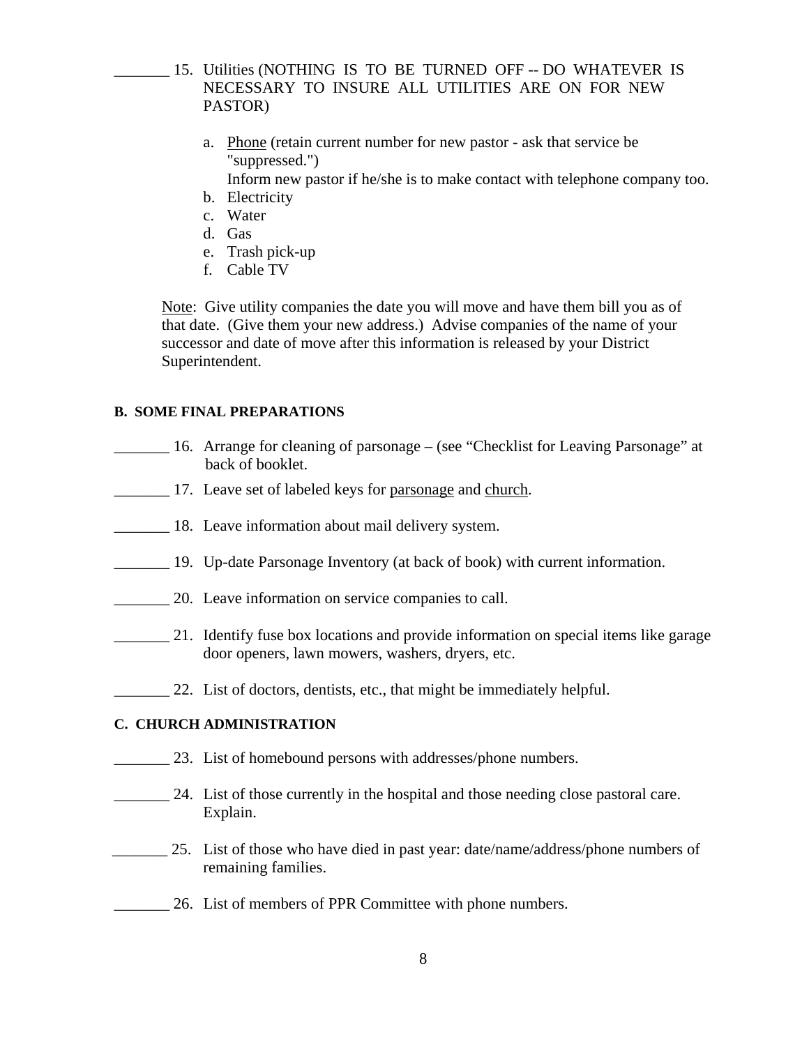_______ 15. Utilities (NOTHING IS TO BE TURNED OFF -- DO WHATEVER IS NECESSARY TO INSURE ALL UTILITIES ARE ON FOR NEW PASTOR)

a. Phone (retain current number for new pastor - ask that service be "suppressed.")
   Inform new pastor if he/she is to make contact with telephone company too.
b. Electricity
c. Water
d. Gas
e. Trash pick-up
f. Cable TV

Note: Give utility companies the date you will move and have them bill you as of that date. (Give them your new address.) Advise companies of the name of your successor and date of move after this information is released by your District Superintendent.

**B. SOME FINAL PREPARATIONS**

_______ 16. Arrange for cleaning of parsonage – (see "Checklist for Leaving Parsonage" at back of booklet.

_______ 17. Leave set of labeled keys for parsonage and church.

_______ 18. Leave information about mail delivery system.

_______ 19. Up-date Parsonage Inventory (at back of book) with current information.

_______ 20. Leave information on service companies to call.

_______ 21. Identify fuse box locations and provide information on special items like garage door openers, lawn mowers, washers, dryers, etc.

_______ 22. List of doctors, dentists, etc., that might be immediately helpful.

**C. CHURCH ADMINISTRATION**

_______ 23. List of homebound persons with addresses/phone numbers.

_______ 24. List of those currently in the hospital and those needing close pastoral care. Explain.

_______ 25. List of those who have died in past year: date/name/address/phone numbers of remaining families.

_______ 26. List of members of PPR Committee with phone numbers.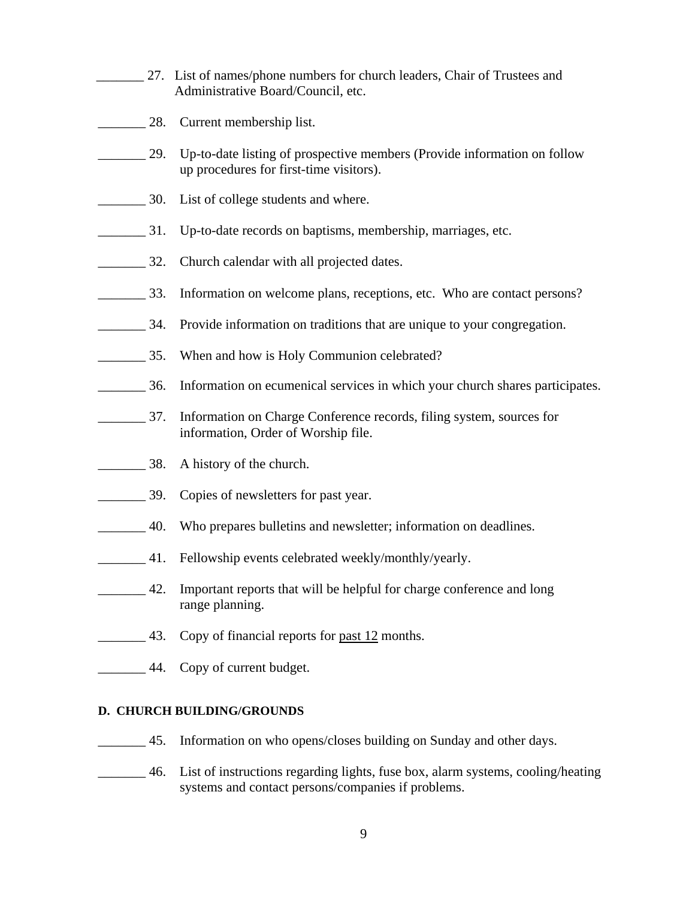_______ 27. List of names/phone numbers for church leaders, Chair of Trustees and Administrative Board/Council, etc.

_______ 28. Current membership list.

_______ 29. Up-to-date listing of prospective members (Provide information on follow up procedures for first-time visitors).

_______ 30. List of college students and where.

_______ 31. Up-to-date records on baptisms, membership, marriages, etc.

_______ 32. Church calendar with all projected dates.

_______ 33. Information on welcome plans, receptions, etc. Who are contact persons?

_______ 34. Provide information on traditions that are unique to your congregation.

_______ 35. When and how is Holy Communion celebrated?

_______ 36. Information on ecumenical services in which your church shares participates.

_______ 37. Information on Charge Conference records, filing system, sources for information, Order of Worship file.

_______ 38. A history of the church.

_______ 39. Copies of newsletters for past year.

_______ 40. Who prepares bulletins and newsletter; information on deadlines.

_______ 41. Fellowship events celebrated weekly/monthly/yearly.

_______ 42. Important reports that will be helpful for charge conference and long range planning.

_______ 43. Copy of financial reports for <u>past 12</u> months.

_______ 44. Copy of current budget.

**D. CHURCH BUILDING/GROUNDS**

_______ 45. Information on who opens/closes building on Sunday and other days.

_______ 46. List of instructions regarding lights, fuse box, alarm systems, cooling/heating systems and contact persons/companies if problems.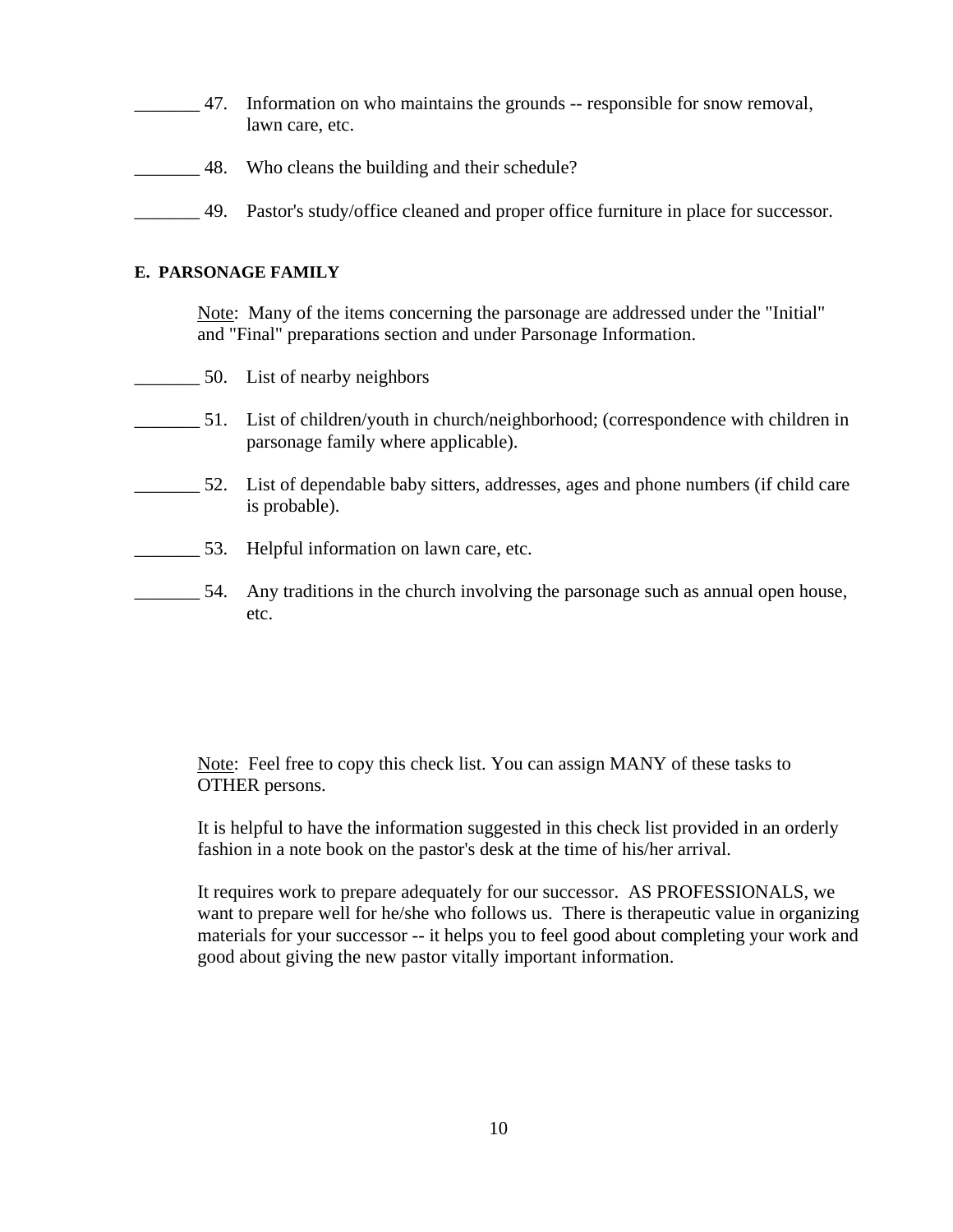_______ 47. Information on who maintains the grounds -- responsible for snow removal, lawn care, etc.

_______ 48. Who cleans the building and their schedule?

_______ 49. Pastor's study/office cleaned and proper office furniture in place for successor.

**E. PARSONAGE FAMILY**

<u>Note</u>: Many of the items concerning the parsonage are addressed under the "Initial" and "Final" preparations section and under Parsonage Information.

_______ 50. List of nearby neighbors

_______ 51. List of children/youth in church/neighborhood; (correspondence with children in parsonage family where applicable).

_______ 52. List of dependable baby sitters, addresses, ages and phone numbers (if child care is probable).

_______ 53. Helpful information on lawn care, etc.

_______ 54. Any traditions in the church involving the parsonage such as annual open house, etc.

<u>Note</u>: Feel free to copy this check list. You can assign MANY of these tasks to OTHER persons.

It is helpful to have the information suggested in this check list provided in an orderly fashion in a note book on the pastor's desk at the time of his/her arrival.

It requires work to prepare adequately for our successor. AS PROFESSIONALS, we want to prepare well for he/she who follows us. There is therapeutic value in organizing materials for your successor -- it helps you to feel good about completing your work and good about giving the new pastor vitally important information.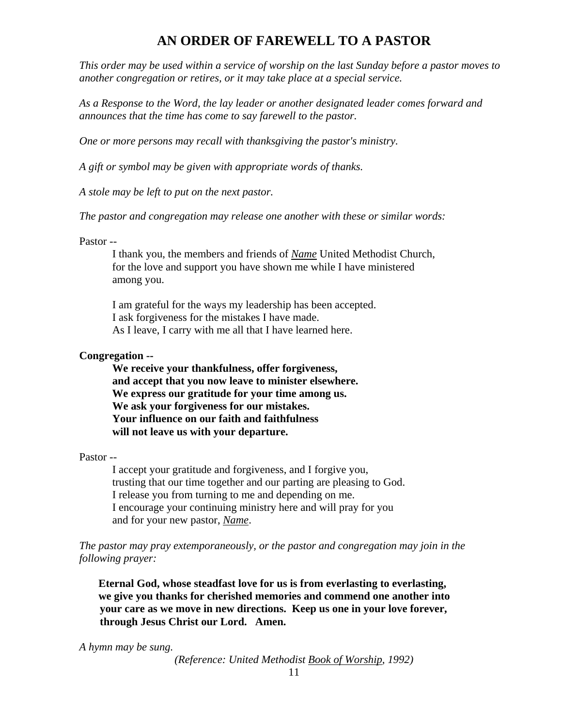# AN ORDER OF FAREWELL TO A PASTOR

*This order may be used within a service of worship on the last Sunday before a pastor moves to another congregation or retires, or it may take place at a special service.*

*As a Response to the Word, the lay leader or another designated leader comes forward and announces that the time has come to say farewell to the pastor.*

*One or more persons may recall with thanksgiving the pastor's ministry.*

*A gift or symbol may be given with appropriate words of thanks.*

*A stole may be left to put on the next pastor.*

*The pastor and congregation may release one another with these or similar words:*

Pastor --

> I thank you, the members and friends of <u>*Name*</u> United Methodist Church, for the love and support you have shown me while I have ministered among you.
>
> I am grateful for the ways my leadership has been accepted.
> I ask forgiveness for the mistakes I have made.
> As I leave, I carry with me all that I have learned here.

**Congregation --**

> **We receive your thankfulness, offer forgiveness,**
> **and accept that you now leave to minister elsewhere.**
> **We express our gratitude for your time among us.**
> **We ask your forgiveness for our mistakes.**
> **Your influence on our faith and faithfulness**
> **will not leave us with your departure.**

Pastor --

> I accept your gratitude and forgiveness, and I forgive you,
> trusting that our time together and our parting are pleasing to God.
> I release you from turning to me and depending on me.
> I encourage your continuing ministry here and will pray for you
> and for your new pastor, <u>*Name*</u>.

*The pastor may pray extemporaneously, or the pastor and congregation may join in the following prayer:*

> **Eternal God, whose steadfast love for us is from everlasting to everlasting, we give you thanks for cherished memories and commend one another into your care as we move in new directions. Keep us one in your love forever, through Jesus Christ our Lord. Amen.**

*A hymn may be sung.*

*(Reference: United Methodist <u>Book of Worship</u>, 1992)*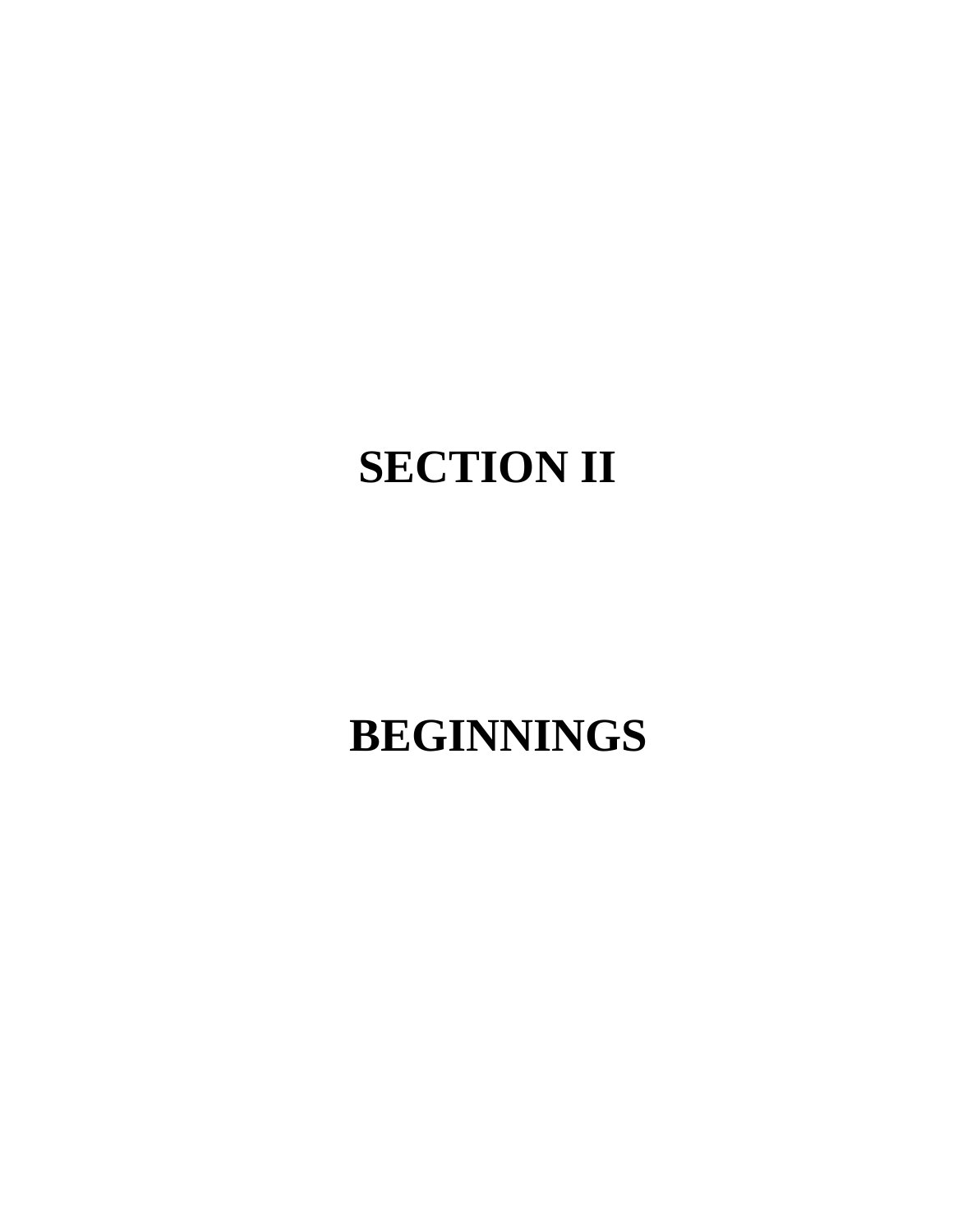# SECTION II

# BEGINNINGS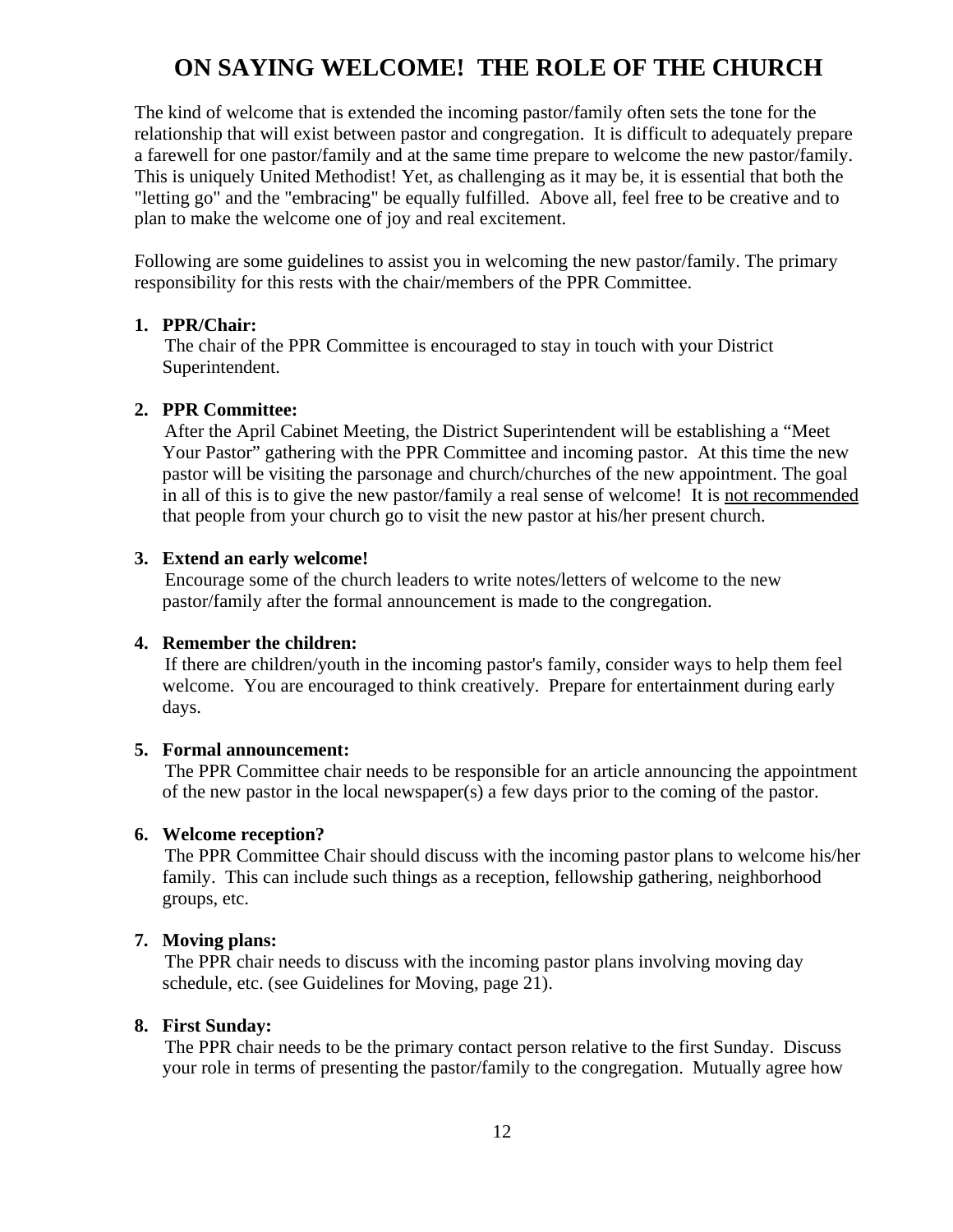# ON SAYING WELCOME! THE ROLE OF THE CHURCH

The kind of welcome that is extended the incoming pastor/family often sets the tone for the relationship that will exist between pastor and congregation. It is difficult to adequately prepare a farewell for one pastor/family and at the same time prepare to welcome the new pastor/family. This is uniquely United Methodist! Yet, as challenging as it may be, it is essential that both the "letting go" and the "embracing" be equally fulfilled. Above all, feel free to be creative and to plan to make the welcome one of joy and real excitement.

Following are some guidelines to assist you in welcoming the new pastor/family. The primary responsibility for this rests with the chair/members of the PPR Committee.

1. **PPR/Chair:**
   The chair of the PPR Committee is encouraged to stay in touch with your District Superintendent.

2. **PPR Committee:**
   After the April Cabinet Meeting, the District Superintendent will be establishing a "Meet Your Pastor" gathering with the PPR Committee and incoming pastor. At this time the new pastor will be visiting the parsonage and church/churches of the new appointment. The goal in all of this is to give the new pastor/family a real sense of welcome! It is <u>not recommended</u> that people from your church go to visit the new pastor at his/her present church.

3. **Extend an early welcome!**
   Encourage some of the church leaders to write notes/letters of welcome to the new pastor/family after the formal announcement is made to the congregation.

4. **Remember the children:**
   If there are children/youth in the incoming pastor's family, consider ways to help them feel welcome. You are encouraged to think creatively. Prepare for entertainment during early days.

5. **Formal announcement:**
   The PPR Committee chair needs to be responsible for an article announcing the appointment of the new pastor in the local newspaper(s) a few days prior to the coming of the pastor.

6. **Welcome reception?**
   The PPR Committee Chair should discuss with the incoming pastor plans to welcome his/her family. This can include such things as a reception, fellowship gathering, neighborhood groups, etc.

7. **Moving plans:**
   The PPR chair needs to discuss with the incoming pastor plans involving moving day schedule, etc. (see Guidelines for Moving, page 21).

8. **First Sunday:**
   The PPR chair needs to be the primary contact person relative to the first Sunday. Discuss your role in terms of presenting the pastor/family to the congregation. Mutually agree how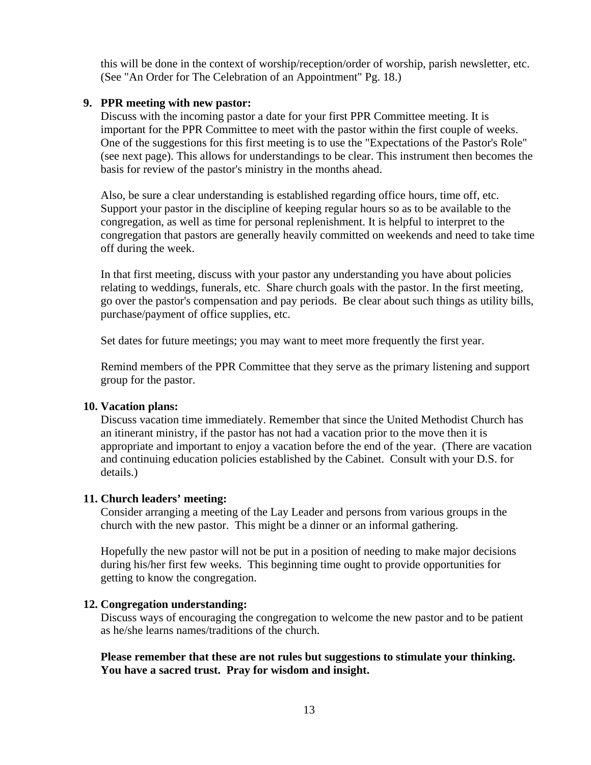this will be done in the context of worship/reception/order of worship, parish newsletter, etc. (See "An Order for The Celebration of an Appointment" Pg. 18.)

9. **PPR meeting with new pastor:**
   Discuss with the incoming pastor a date for your first PPR Committee meeting. It is important for the PPR Committee to meet with the pastor within the first couple of weeks. One of the suggestions for this first meeting is to use the "Expectations of the Pastor's Role" (see next page). This allows for understandings to be clear. This instrument then becomes the basis for review of the pastor's ministry in the months ahead.

   Also, be sure a clear understanding is established regarding office hours, time off, etc. Support your pastor in the discipline of keeping regular hours so as to be available to the congregation, as well as time for personal replenishment. It is helpful to interpret to the congregation that pastors are generally heavily committed on weekends and need to take time off during the week.

   In that first meeting, discuss with your pastor any understanding you have about policies relating to weddings, funerals, etc. Share church goals with the pastor. In the first meeting, go over the pastor's compensation and pay periods. Be clear about such things as utility bills, purchase/payment of office supplies, etc.

   Set dates for future meetings; you may want to meet more frequently the first year.

   Remind members of the PPR Committee that they serve as the primary listening and support group for the pastor.

10. **Vacation plans:**
    Discuss vacation time immediately. Remember that since the United Methodist Church has an itinerant ministry, if the pastor has not had a vacation prior to the move then it is appropriate and important to enjoy a vacation before the end of the year. (There are vacation and continuing education policies established by the Cabinet. Consult with your D.S. for details.)

11. **Church leaders' meeting:**
    Consider arranging a meeting of the Lay Leader and persons from various groups in the church with the new pastor. This might be a dinner or an informal gathering.

    Hopefully the new pastor will not be put in a position of needing to make major decisions during his/her first few weeks. This beginning time ought to provide opportunities for getting to know the congregation.

12. **Congregation understanding:**
    Discuss ways of encouraging the congregation to welcome the new pastor and to be patient as he/she learns names/traditions of the church.

**Please remember that these are not rules but suggestions to stimulate your thinking. You have a sacred trust. Pray for wisdom and insight.**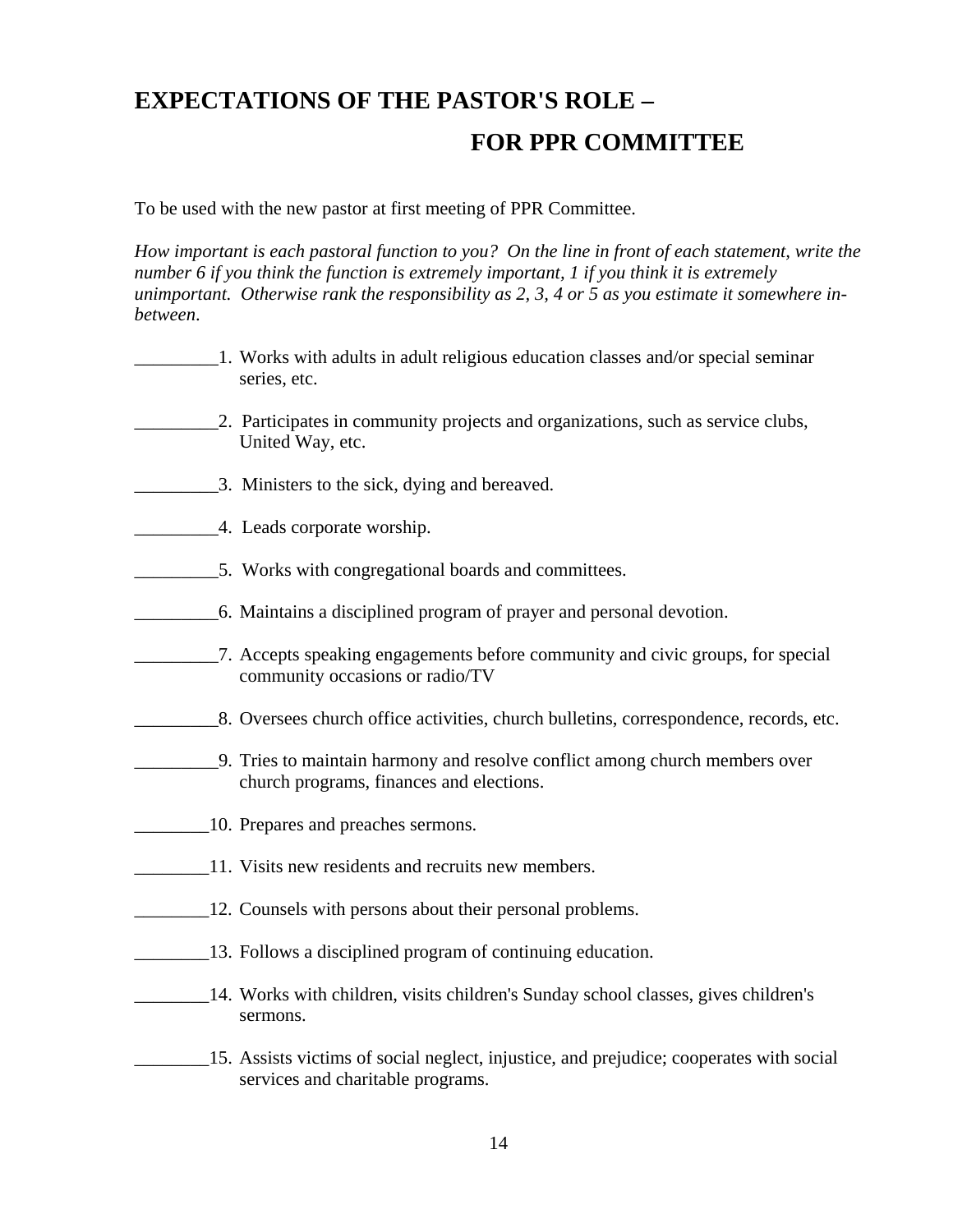# EXPECTATIONS OF THE PASTOR'S ROLE – FOR PPR COMMITTEE

To be used with the new pastor at first meeting of PPR Committee.

*How important is each pastoral function to you? On the line in front of each statement, write the number 6 if you think the function is extremely important, 1 if you think it is extremely unimportant. Otherwise rank the responsibility as 2, 3, 4 or 5 as you estimate it somewhere in-between.*

_________1. Works with adults in adult religious education classes and/or special seminar series, etc.

_________2. Participates in community projects and organizations, such as service clubs, United Way, etc.

_________3. Ministers to the sick, dying and bereaved.

_________4. Leads corporate worship.

_________5. Works with congregational boards and committees.

_________6. Maintains a disciplined program of prayer and personal devotion.

_________7. Accepts speaking engagements before community and civic groups, for special community occasions or radio/TV

_________8. Oversees church office activities, church bulletins, correspondence, records, etc.

_________9. Tries to maintain harmony and resolve conflict among church members over church programs, finances and elections.

________10. Prepares and preaches sermons.

________11. Visits new residents and recruits new members.

________12. Counsels with persons about their personal problems.

________13. Follows a disciplined program of continuing education.

________14. Works with children, visits children's Sunday school classes, gives children's sermons.

________15. Assists victims of social neglect, injustice, and prejudice; cooperates with social services and charitable programs.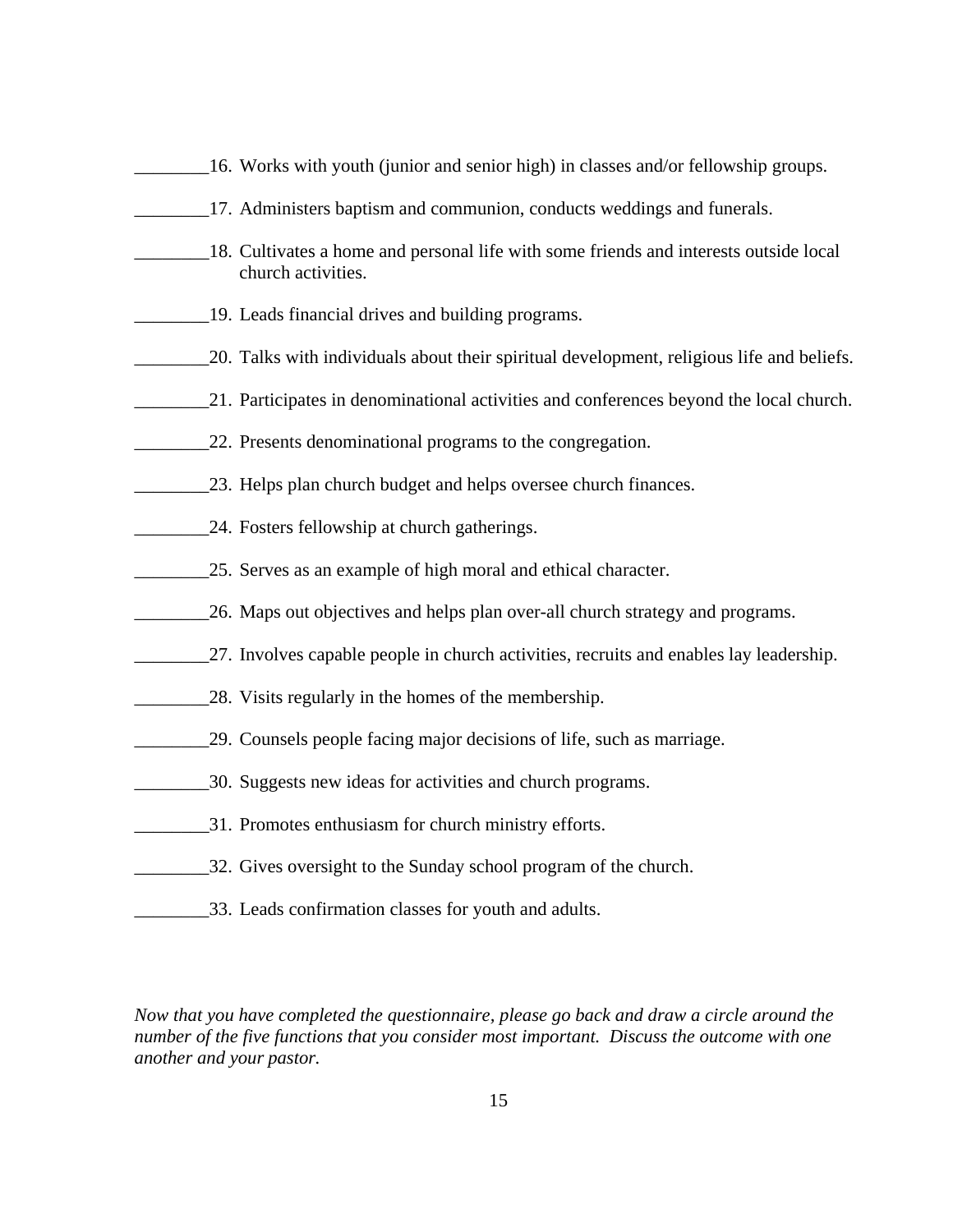________16. Works with youth (junior and senior high) in classes and/or fellowship groups.

________17. Administers baptism and communion, conducts weddings and funerals.

________18. Cultivates a home and personal life with some friends and interests outside local church activities.

________19. Leads financial drives and building programs.

________20. Talks with individuals about their spiritual development, religious life and beliefs.

________21. Participates in denominational activities and conferences beyond the local church.

________22. Presents denominational programs to the congregation.

________23. Helps plan church budget and helps oversee church finances.

________24. Fosters fellowship at church gatherings.

________25. Serves as an example of high moral and ethical character.

________26. Maps out objectives and helps plan over-all church strategy and programs.

________27. Involves capable people in church activities, recruits and enables lay leadership.

________28. Visits regularly in the homes of the membership.

________29. Counsels people facing major decisions of life, such as marriage.

________30. Suggests new ideas for activities and church programs.

________31. Promotes enthusiasm for church ministry efforts.

________32. Gives oversight to the Sunday school program of the church.

________33. Leads confirmation classes for youth and adults.

*Now that you have completed the questionnaire, please go back and draw a circle around the number of the five functions that you consider most important. Discuss the outcome with one another and your pastor.*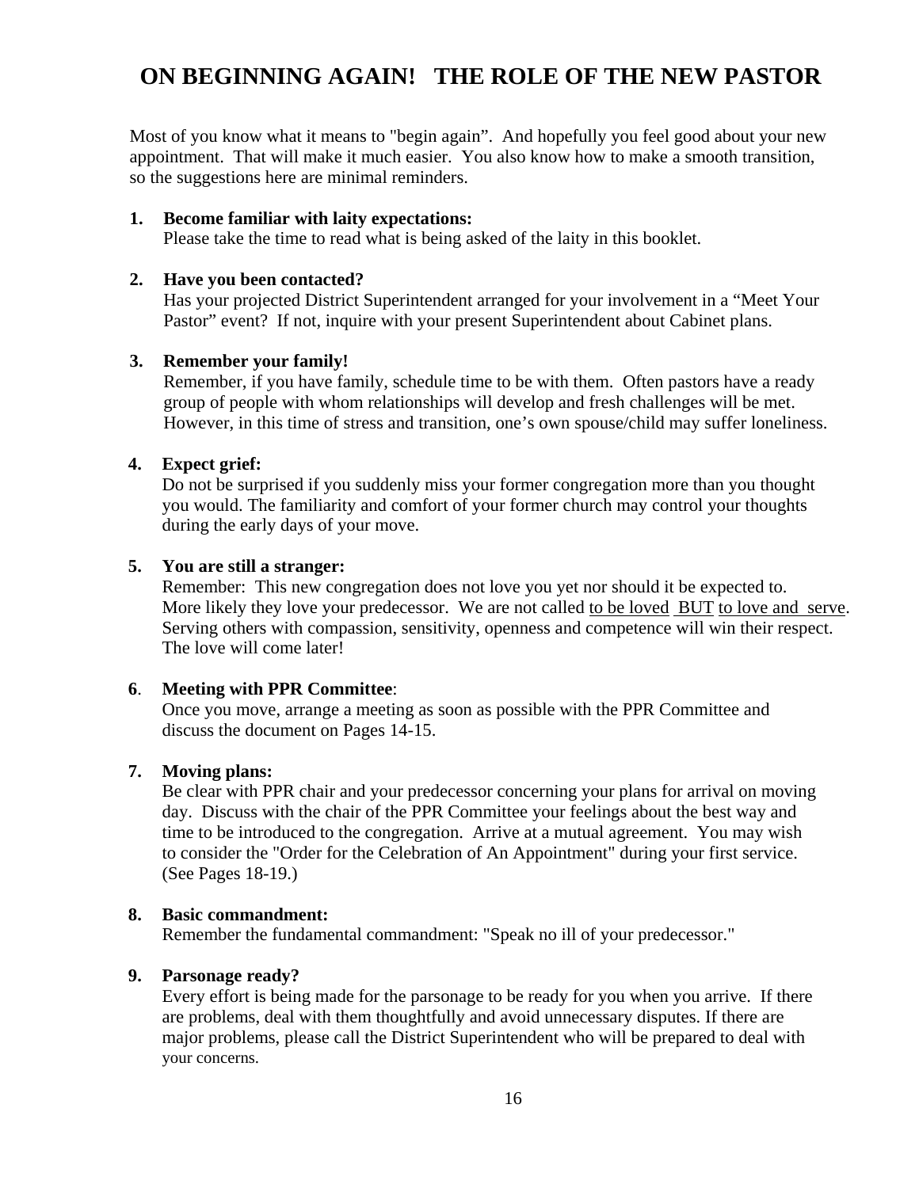# ON BEGINNING AGAIN! THE ROLE OF THE NEW PASTOR

Most of you know what it means to "begin again". And hopefully you feel good about your new appointment. That will make it much easier. You also know how to make a smooth transition, so the suggestions here are minimal reminders.

1. **Become familiar with laity expectations:**
   Please take the time to read what is being asked of the laity in this booklet.

2. **Have you been contacted?**
   Has your projected District Superintendent arranged for your involvement in a "Meet Your Pastor" event? If not, inquire with your present Superintendent about Cabinet plans.

3. **Remember your family!**
   Remember, if you have family, schedule time to be with them. Often pastors have a ready group of people with whom relationships will develop and fresh challenges will be met. However, in this time of stress and transition, one's own spouse/child may suffer loneliness.

4. **Expect grief:**
   Do not be surprised if you suddenly miss your former congregation more than you thought you would. The familiarity and comfort of your former church may control your thoughts during the early days of your move.

5. **You are still a stranger:**
   Remember: This new congregation does not love you yet nor should it be expected to. More likely they love your predecessor. We are not called <u>to be loved</u> <u>BUT</u> <u>to love and serve</u>. Serving others with compassion, sensitivity, openness and competence will win their respect. The love will come later!

6. **Meeting with PPR Committee**:
   Once you move, arrange a meeting as soon as possible with the PPR Committee and discuss the document on Pages 14-15.

7. **Moving plans:**
   Be clear with PPR chair and your predecessor concerning your plans for arrival on moving day. Discuss with the chair of the PPR Committee your feelings about the best way and time to be introduced to the congregation. Arrive at a mutual agreement. You may wish to consider the "Order for the Celebration of An Appointment" during your first service. (See Pages 18-19.)

8. **Basic commandment:**
   Remember the fundamental commandment: "Speak no ill of your predecessor."

9. **Parsonage ready?**
   Every effort is being made for the parsonage to be ready for you when you arrive. If there are problems, deal with them thoughtfully and avoid unnecessary disputes. If there are major problems, please call the District Superintendent who will be prepared to deal with your concerns.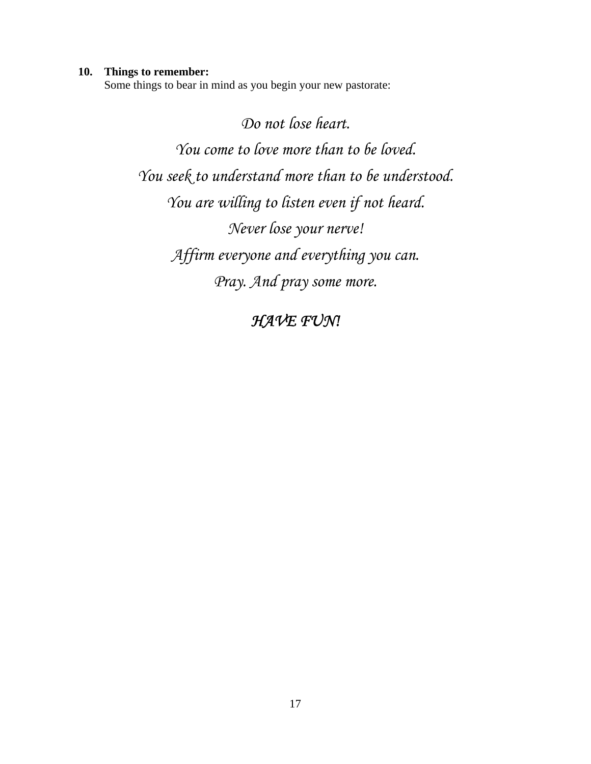**10. Things to remember:**

Some things to bear in mind as you begin your new pastorate:

*Do not lose heart.*

*You come to love more than to be loved.*

*You seek to understand more than to be understood.*

*You are willing to listen even if not heard.*

*Never lose your nerve!*

*Affirm everyone and everything you can.*

*Pray. And pray some more.*

***HAVE FUN!***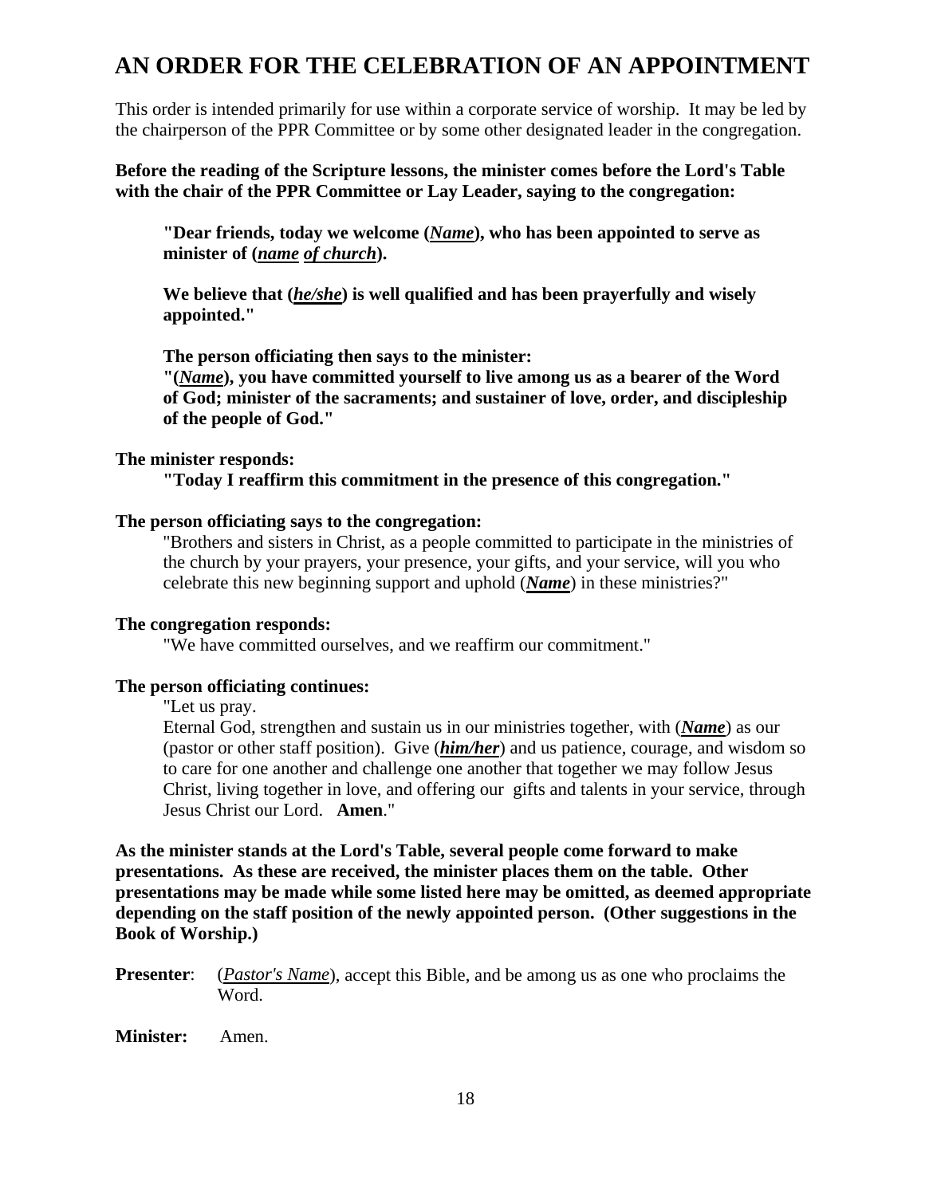# AN ORDER FOR THE CELEBRATION OF AN APPOINTMENT

This order is intended primarily for use within a corporate service of worship. It may be led by the chairperson of the PPR Committee or by some other designated leader in the congregation.

**Before the reading of the Scripture lessons, the minister comes before the Lord's Table with the chair of the PPR Committee or Lay Leader, saying to the congregation:**

> **"Dear friends, today we welcome (*Name*), who has been appointed to serve as minister of (*name of church*).**
>
> **We believe that (*he/she*) is well qualified and has been prayerfully and wisely appointed."**
>
> **The person officiating then says to the minister:**
> **"(*Name*), you have committed yourself to live among us as a bearer of the Word of God; minister of the sacraments; and sustainer of love, order, and discipleship of the people of God."**

**The minister responds:**

> **"Today I reaffirm this commitment in the presence of this congregation."**

**The person officiating says to the congregation:**

> "Brothers and sisters in Christ, as a people committed to participate in the ministries of the church by your prayers, your presence, your gifts, and your service, will you who celebrate this new beginning support and uphold (***Name***) in these ministries?"

**The congregation responds:**

> "We have committed ourselves, and we reaffirm our commitment."

**The person officiating continues:**

> "Let us pray.
> Eternal God, strengthen and sustain us in our ministries together, with (***Name***) as our (pastor or other staff position). Give (***him/her***) and us patience, courage, and wisdom so to care for one another and challenge one another that together we may follow Jesus Christ, living together in love, and offering our gifts and talents in your service, through Jesus Christ our Lord. **Amen**."

**As the minister stands at the Lord's Table, several people come forward to make presentations. As these are received, the minister places them on the table. Other presentations may be made while some listed here may be omitted, as deemed appropriate depending on the staff position of the newly appointed person. (Other suggestions in the Book of Worship.)**

**Presenter**: (*Pastor's Name*), accept this Bible, and be among us as one who proclaims the Word.

**Minister:** Amen.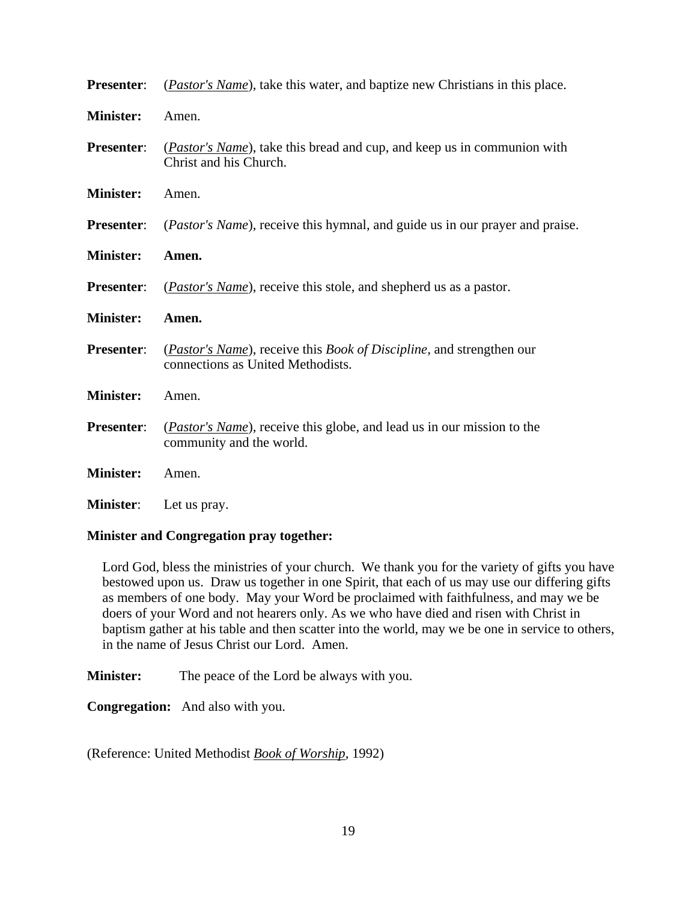**Presenter**: (*Pastor's Name*), take this water, and baptize new Christians in this place.

**Minister:** Amen.

**Presenter**: (*Pastor's Name*), take this bread and cup, and keep us in communion with Christ and his Church.

**Minister:** Amen.

**Presenter**: (*Pastor's Name*), receive this hymnal, and guide us in our prayer and praise.

**Minister:** **Amen.**

**Presenter**: (*Pastor's Name*), receive this stole, and shepherd us as a pastor.

**Minister:** **Amen.**

**Presenter**: (*Pastor's Name*), receive this *Book of Discipline*, and strengthen our connections as United Methodists.

**Minister:** Amen.

**Presenter**: (*Pastor's Name*), receive this globe, and lead us in our mission to the community and the world.

**Minister:** Amen.

**Minister**: Let us pray.

**Minister and Congregation pray together:**

Lord God, bless the ministries of your church. We thank you for the variety of gifts you have bestowed upon us. Draw us together in one Spirit, that each of us may use our differing gifts as members of one body. May your Word be proclaimed with faithfulness, and may we be doers of your Word and not hearers only. As we who have died and risen with Christ in baptism gather at his table and then scatter into the world, may we be one in service to others, in the name of Jesus Christ our Lord. Amen.

**Minister:** The peace of the Lord be always with you.

**Congregation:** And also with you.

(Reference: United Methodist *Book of Worship*, 1992)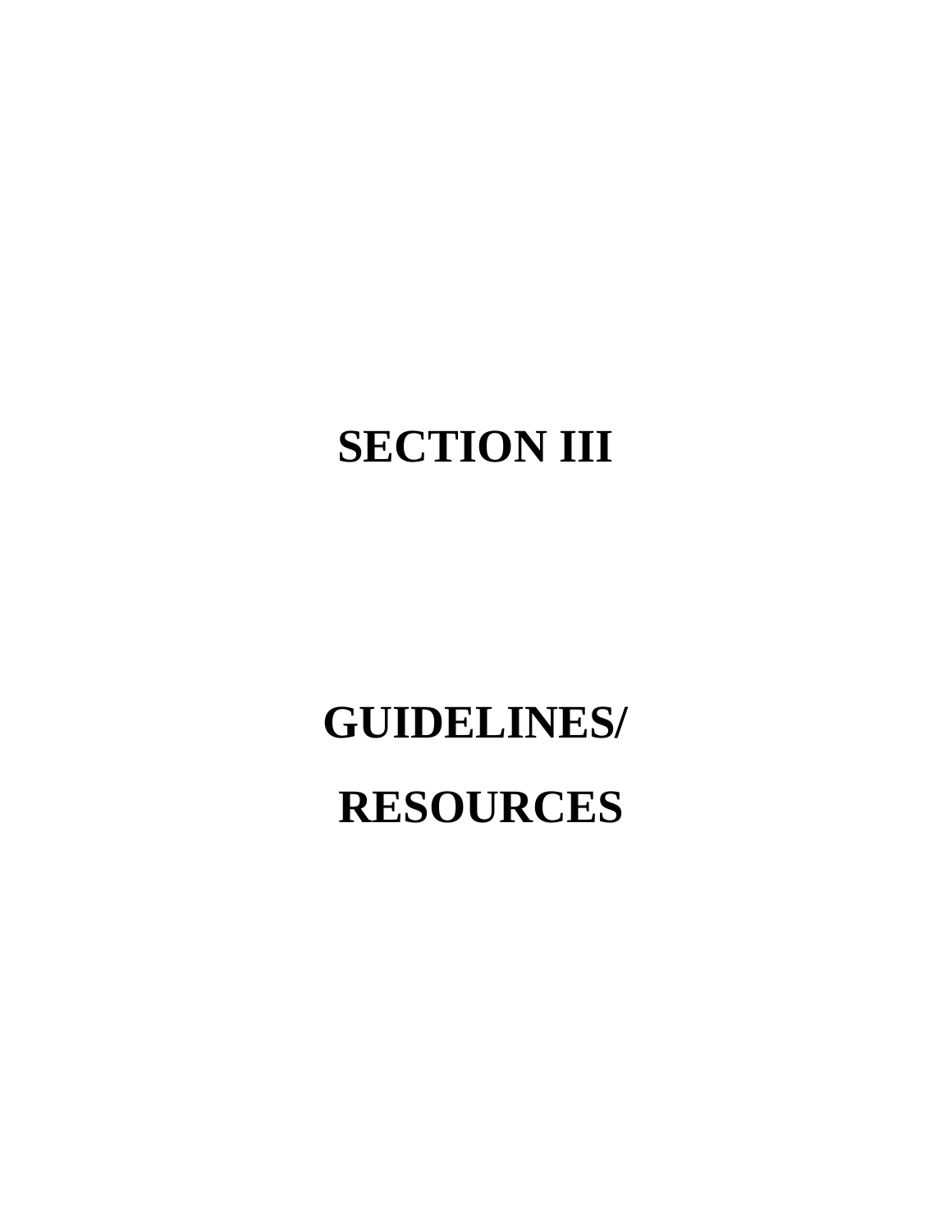# SECTION III

# GUIDELINES/ RESOURCES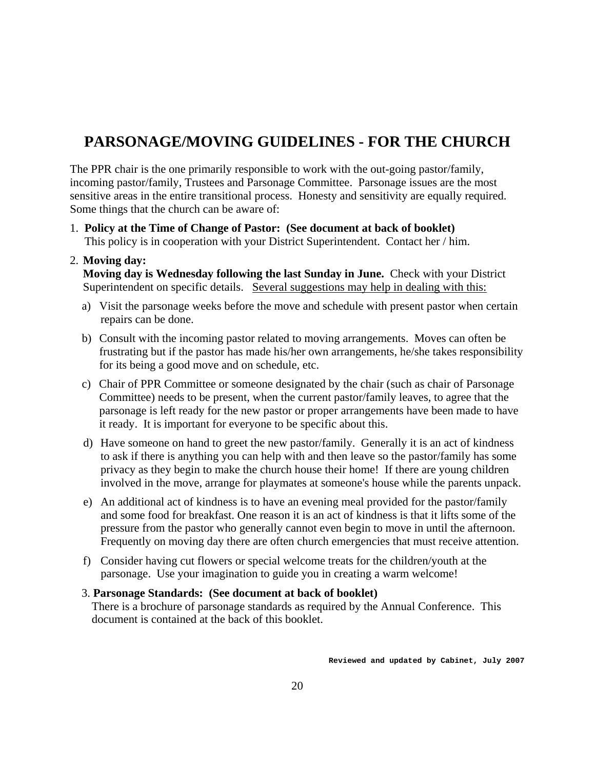# PARSONAGE/MOVING GUIDELINES - FOR THE CHURCH

The PPR chair is the one primarily responsible to work with the out-going pastor/family, incoming pastor/family, Trustees and Parsonage Committee. Parsonage issues are the most sensitive areas in the entire transitional process. Honesty and sensitivity are equally required. Some things that the church can be aware of:

1. **Policy at the Time of Change of Pastor: (See document at back of booklet)**
   This policy is in cooperation with your District Superintendent. Contact her / him.

2. **Moving day:**
   **Moving day is Wednesday following the last Sunday in June.** Check with your District Superintendent on specific details. <u>Several suggestions may help in dealing with this:</u>

   a) Visit the parsonage weeks before the move and schedule with present pastor when certain repairs can be done.

   b) Consult with the incoming pastor related to moving arrangements. Moves can often be frustrating but if the pastor has made his/her own arrangements, he/she takes responsibility for its being a good move and on schedule, etc.

   c) Chair of PPR Committee or someone designated by the chair (such as chair of Parsonage Committee) needs to be present, when the current pastor/family leaves, to agree that the parsonage is left ready for the new pastor or proper arrangements have been made to have it ready. It is important for everyone to be specific about this.

   d) Have someone on hand to greet the new pastor/family. Generally it is an act of kindness to ask if there is anything you can help with and then leave so the pastor/family has some privacy as they begin to make the church house their home! If there are young children involved in the move, arrange for playmates at someone's house while the parents unpack.

   e) An additional act of kindness is to have an evening meal provided for the pastor/family and some food for breakfast. One reason it is an act of kindness is that it lifts some of the pressure from the pastor who generally cannot even begin to move in until the afternoon. Frequently on moving day there are often church emergencies that must receive attention.

   f) Consider having cut flowers or special welcome treats for the children/youth at the parsonage. Use your imagination to guide you in creating a warm welcome!

3. **Parsonage Standards: (See document at back of booklet)**
   There is a brochure of parsonage standards as required by the Annual Conference. This document is contained at the back of this booklet.

**Reviewed and updated by Cabinet, July 2007**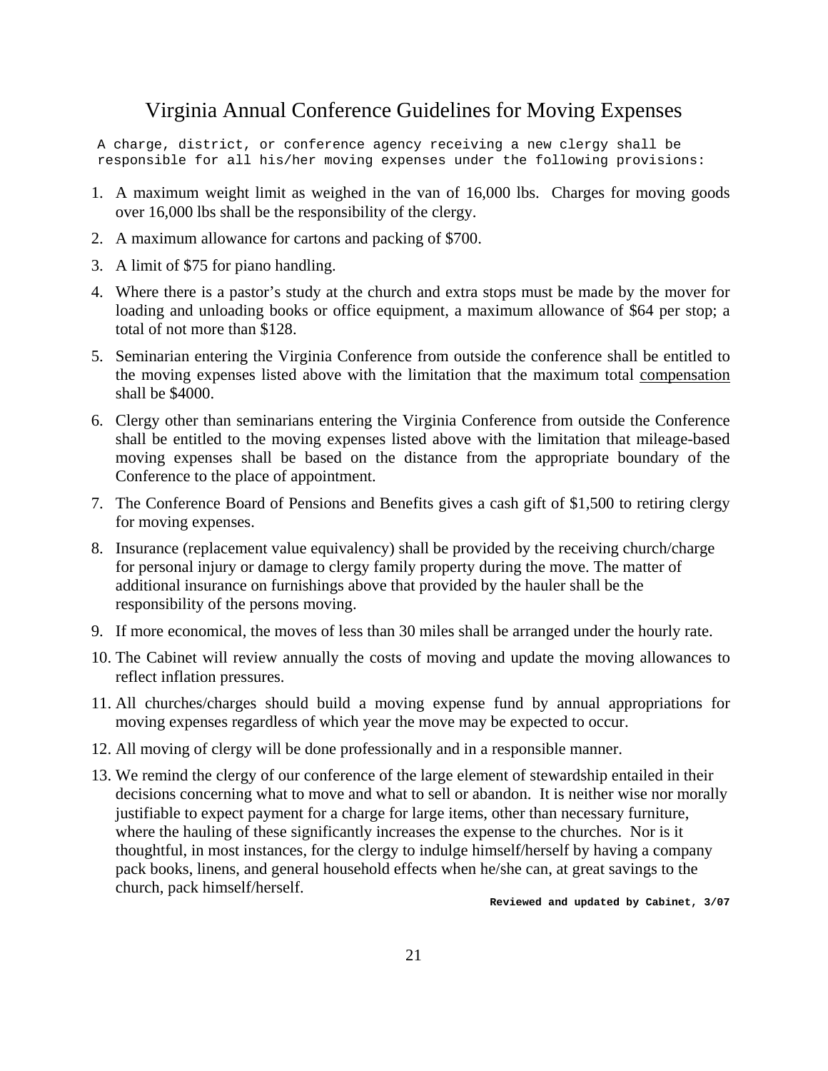# Virginia Annual Conference Guidelines for Moving Expenses

A charge, district, or conference agency receiving a new clergy shall be responsible for all his/her moving expenses under the following provisions:

1. A maximum weight limit as weighed in the van of 16,000 lbs. Charges for moving goods over 16,000 lbs shall be the responsibility of the clergy.
2. A maximum allowance for cartons and packing of $700.
3. A limit of $75 for piano handling.
4. Where there is a pastor's study at the church and extra stops must be made by the mover for loading and unloading books or office equipment, a maximum allowance of $64 per stop; a total of not more than $128.
5. Seminarian entering the Virginia Conference from outside the conference shall be entitled to the moving expenses listed above with the limitation that the maximum total <u>compensation</u> shall be $4000.
6. Clergy other than seminarians entering the Virginia Conference from outside the Conference shall be entitled to the moving expenses listed above with the limitation that mileage-based moving expenses shall be based on the distance from the appropriate boundary of the Conference to the place of appointment.
7. The Conference Board of Pensions and Benefits gives a cash gift of $1,500 to retiring clergy for moving expenses.
8. Insurance (replacement value equivalency) shall be provided by the receiving church/charge for personal injury or damage to clergy family property during the move. The matter of additional insurance on furnishings above that provided by the hauler shall be the responsibility of the persons moving.
9. If more economical, the moves of less than 30 miles shall be arranged under the hourly rate.
10. The Cabinet will review annually the costs of moving and update the moving allowances to reflect inflation pressures.
11. All churches/charges should build a moving expense fund by annual appropriations for moving expenses regardless of which year the move may be expected to occur.
12. All moving of clergy will be done professionally and in a responsible manner.
13. We remind the clergy of our conference of the large element of stewardship entailed in their decisions concerning what to move and what to sell or abandon. It is neither wise nor morally justifiable to expect payment for a charge for large items, other than necessary furniture, where the hauling of these significantly increases the expense to the churches. Nor is it thoughtful, in most instances, for the clergy to indulge himself/herself by having a company pack books, linens, and general household effects when he/she can, at great savings to the church, pack himself/herself.

**Reviewed and updated by Cabinet, 3/07**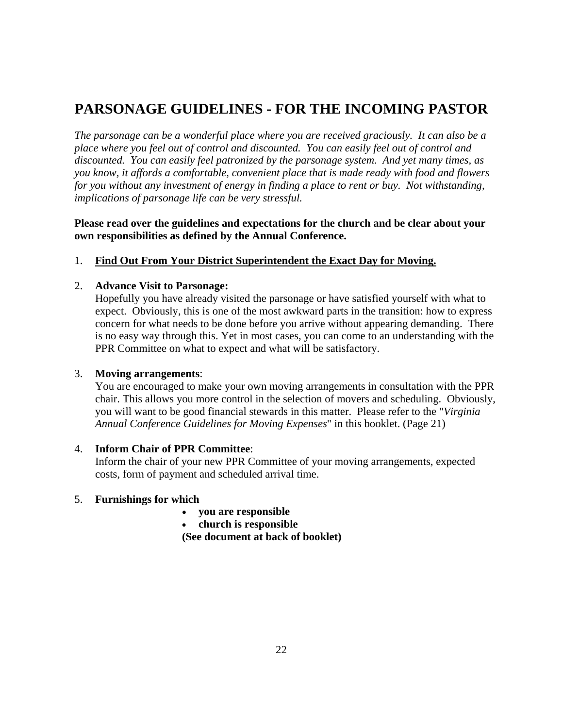# PARSONAGE GUIDELINES - FOR THE INCOMING PASTOR

*The parsonage can be a wonderful place where you are received graciously. It can also be a place where you feel out of control and discounted. You can easily feel out of control and discounted. You can easily feel patronized by the parsonage system. And yet many times, as you know, it affords a comfortable, convenient place that is made ready with food and flowers for you without any investment of energy in finding a place to rent or buy. Not withstanding, implications of parsonage life can be very stressful.*

**Please read over the guidelines and expectations for the church and be clear about your own responsibilities as defined by the Annual Conference.**

1. <u>**Find Out From Your District Superintendent the Exact Day for Moving.**</u>

2. **Advance Visit to Parsonage:**
   Hopefully you have already visited the parsonage or have satisfied yourself with what to expect. Obviously, this is one of the most awkward parts in the transition: how to express concern for what needs to be done before you arrive without appearing demanding. There is no easy way through this. Yet in most cases, you can come to an understanding with the PPR Committee on what to expect and what will be satisfactory.

3. **Moving arrangements**:
   You are encouraged to make your own moving arrangements in consultation with the PPR chair. This allows you more control in the selection of movers and scheduling. Obviously, you will want to be good financial stewards in this matter. Please refer to the "*Virginia Annual Conference Guidelines for Moving Expenses*" in this booklet. (Page 21)

4. **Inform Chair of PPR Committee**:
   Inform the chair of your new PPR Committee of your moving arrangements, expected costs, form of payment and scheduled arrival time.

5. **Furnishings for which**
   - **you are responsible**
   - **church is responsible**

   **(See document at back of booklet)**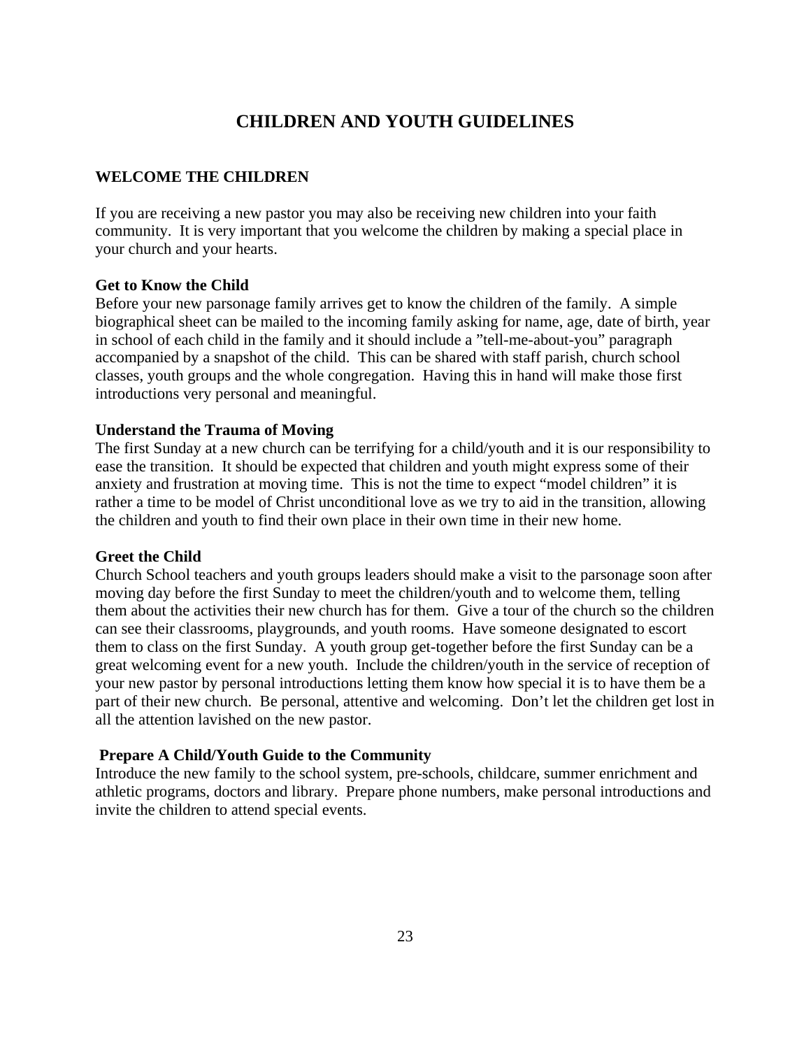# CHILDREN AND YOUTH GUIDELINES

## WELCOME THE CHILDREN

If you are receiving a new pastor you may also be receiving new children into your faith community. It is very important that you welcome the children by making a special place in your church and your hearts.

### Get to Know the Child

Before your new parsonage family arrives get to know the children of the family. A simple biographical sheet can be mailed to the incoming family asking for name, age, date of birth, year in school of each child in the family and it should include a "tell-me-about-you" paragraph accompanied by a snapshot of the child. This can be shared with staff parish, church school classes, youth groups and the whole congregation. Having this in hand will make those first introductions very personal and meaningful.

### Understand the Trauma of Moving

The first Sunday at a new church can be terrifying for a child/youth and it is our responsibility to ease the transition. It should be expected that children and youth might express some of their anxiety and frustration at moving time. This is not the time to expect "model children" it is rather a time to be model of Christ unconditional love as we try to aid in the transition, allowing the children and youth to find their own place in their own time in their new home.

### Greet the Child

Church School teachers and youth groups leaders should make a visit to the parsonage soon after moving day before the first Sunday to meet the children/youth and to welcome them, telling them about the activities their new church has for them. Give a tour of the church so the children can see their classrooms, playgrounds, and youth rooms. Have someone designated to escort them to class on the first Sunday. A youth group get-together before the first Sunday can be a great welcoming event for a new youth. Include the children/youth in the service of reception of your new pastor by personal introductions letting them know how special it is to have them be a part of their new church. Be personal, attentive and welcoming. Don't let the children get lost in all the attention lavished on the new pastor.

### Prepare A Child/Youth Guide to the Community

Introduce the new family to the school system, pre-schools, childcare, summer enrichment and athletic programs, doctors and library. Prepare phone numbers, make personal introductions and invite the children to attend special events.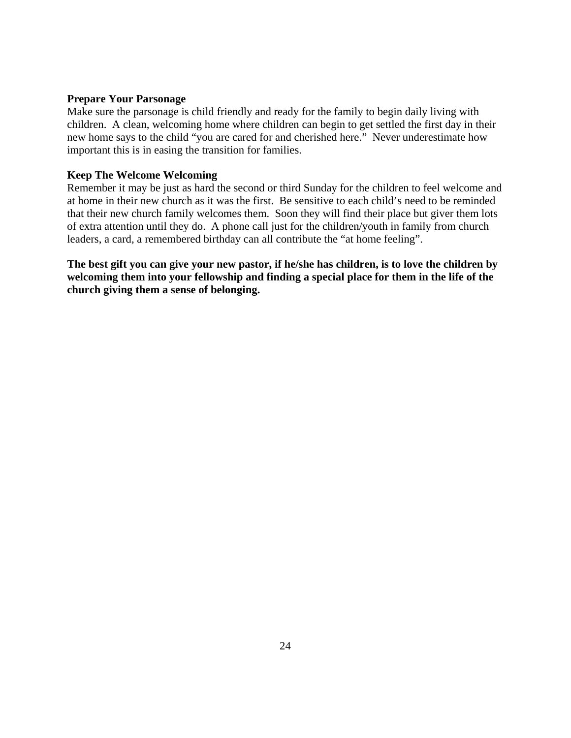**Prepare Your Parsonage**

Make sure the parsonage is child friendly and ready for the family to begin daily living with children. A clean, welcoming home where children can begin to get settled the first day in their new home says to the child "you are cared for and cherished here." Never underestimate how important this is in easing the transition for families.

**Keep The Welcome Welcoming**

Remember it may be just as hard the second or third Sunday for the children to feel welcome and at home in their new church as it was the first. Be sensitive to each child's need to be reminded that their new church family welcomes them. Soon they will find their place but giver them lots of extra attention until they do. A phone call just for the children/youth in family from church leaders, a card, a remembered birthday can all contribute the "at home feeling".

**The best gift you can give your new pastor, if he/she has children, is to love the children by welcoming them into your fellowship and finding a special place for them in the life of the church giving them a sense of belonging.**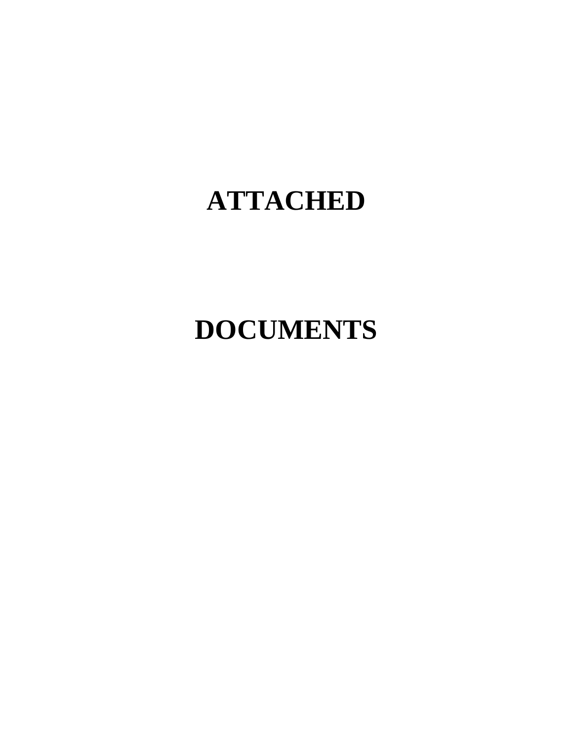# ATTACHED

# DOCUMENTS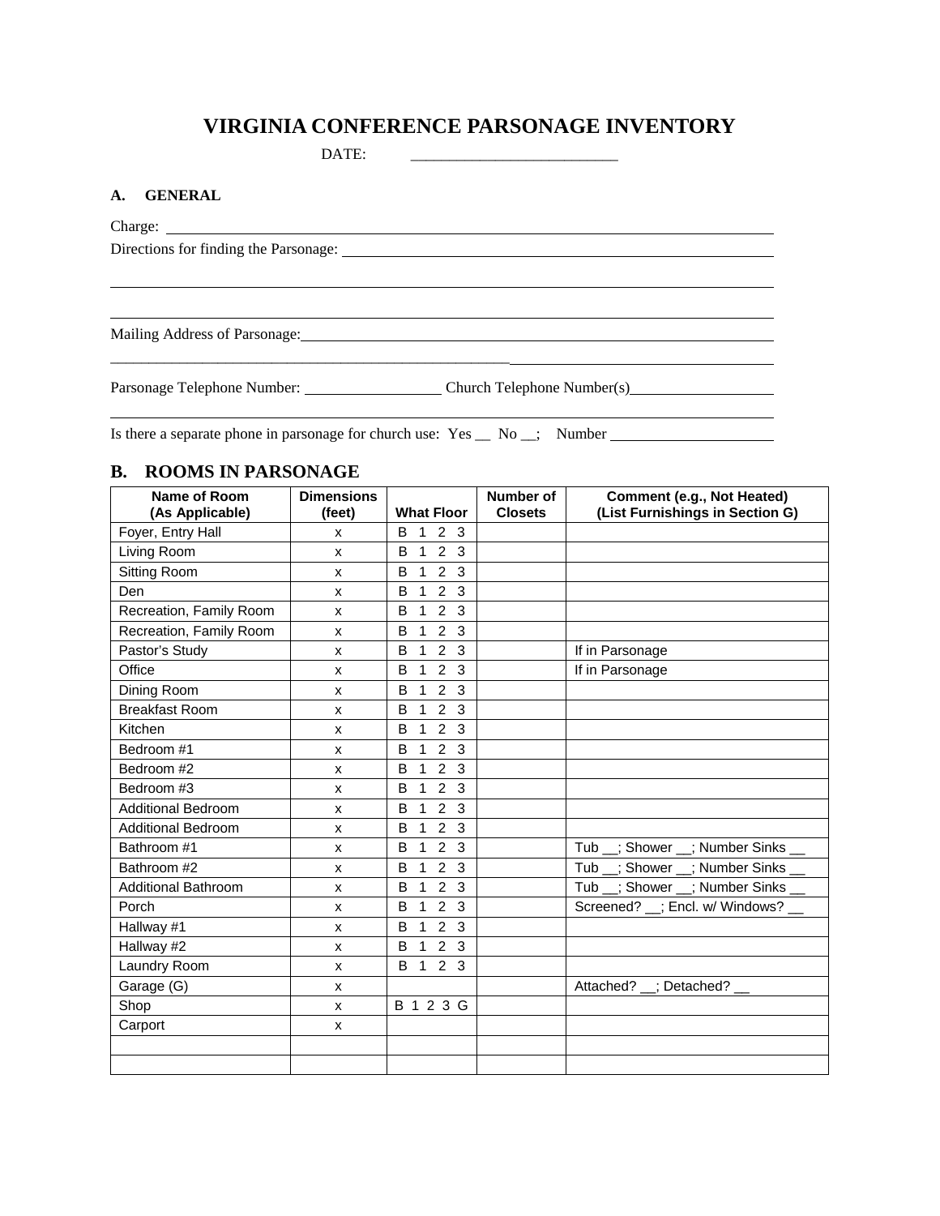# VIRGINIA CONFERENCE PARSONAGE INVENTORY

DATE: ___________________________

**A. GENERAL**

Charge: ______________________________________________________________________________

Directions for finding the Parsonage: _____________________________________________________

__________________________________________________________________________________

__________________________________________________________________________________

Mailing Address of Parsonage: ______________________________________________________

__________________________________________________________________________________

Parsonage Telephone Number: __________________ Church Telephone Number(s) ___________________

__________________________________________________________________________________

Is there a separate phone in parsonage for church use: Yes __ No __; Number _____________________

## B. ROOMS IN PARSONAGE

| Name of Room (As Applicable) | Dimensions (feet) | What Floor | Number of Closets | Comment (e.g., Not Heated) (List Furnishings in Section G) |
|---|---|---|---|---|
| Foyer, Entry Hall | x | B 1 2 3 | | |
| Living Room | x | B 1 2 3 | | |
| Sitting Room | x | B 1 2 3 | | |
| Den | x | B 1 2 3 | | |
| Recreation, Family Room | x | B 1 2 3 | | |
| Recreation, Family Room | x | B 1 2 3 | | |
| Pastor's Study | x | B 1 2 3 | | If in Parsonage |
| Office | x | B 1 2 3 | | If in Parsonage |
| Dining Room | x | B 1 2 3 | | |
| Breakfast Room | x | B 1 2 3 | | |
| Kitchen | x | B 1 2 3 | | |
| Bedroom #1 | x | B 1 2 3 | | |
| Bedroom #2 | x | B 1 2 3 | | |
| Bedroom #3 | x | B 1 2 3 | | |
| Additional Bedroom | x | B 1 2 3 | | |
| Additional Bedroom | x | B 1 2 3 | | |
| Bathroom #1 | x | B 1 2 3 | | Tub __; Shower __; Number Sinks __ |
| Bathroom #2 | x | B 1 2 3 | | Tub __; Shower __; Number Sinks __ |
| Additional Bathroom | x | B 1 2 3 | | Tub __; Shower __; Number Sinks __ |
| Porch | x | B 1 2 3 | | Screened? __; Encl. w/ Windows? __ |
| Hallway #1 | x | B 1 2 3 | | |
| Hallway #2 | x | B 1 2 3 | | |
| Laundry Room | x | B 1 2 3 | | |
| Garage (G) | x | | | Attached? __; Detached? __ |
| Shop | x | B 1 2 3 G | | |
| Carport | x | | | |
| | | | | |
| | | | | |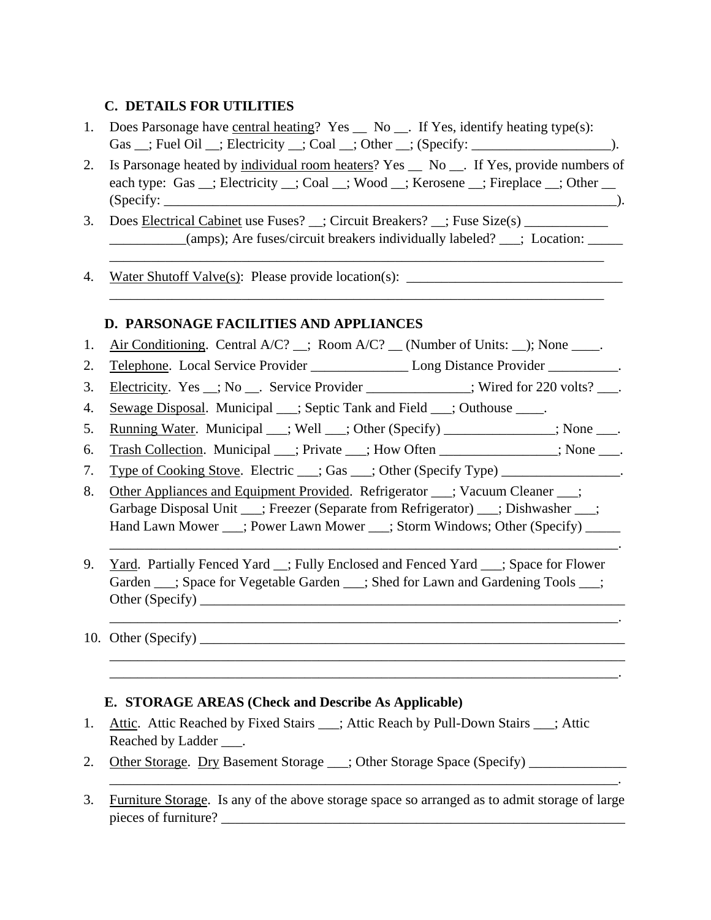### C. DETAILS FOR UTILITIES

1. Does Parsonage have <u>central heating</u>? Yes __ No __. If Yes, identify heating type(s): Gas __; Fuel Oil __; Electricity __; Coal __; Other __; (Specify: ____________________).
2. Is Parsonage heated by <u>individual room heaters</u>? Yes __ No __. If Yes, provide numbers of each type: Gas __; Electricity __; Coal __; Wood __; Kerosene __; Fireplace __; Other __ (Specify: ______________________________________________________________).
3. Does <u>Electrical Cabinet</u> use Fuses? __; Circuit Breakers? __; Fuse Size(s) ____________ ___________(amps); Are fuses/circuit breakers individually labeled? ___; Location: _____ __________________________________________________________________________
4. <u>Water Shutoff Valve(s)</u>: Please provide location(s): _______________________________ __________________________________________________________________________

### D. PARSONAGE FACILITIES AND APPLIANCES

1. <u>Air Conditioning</u>. Central A/C? __; Room A/C? __ (Number of Units: __); None ____.
2. <u>Telephone</u>. Local Service Provider ______________ Long Distance Provider __________.
3. <u>Electricity</u>. Yes __; No __. Service Provider _______________; Wired for 220 volts? ___.
4. <u>Sewage Disposal</u>. Municipal ___; Septic Tank and Field ___; Outhouse ____.
5. <u>Running Water</u>. Municipal ___; Well ___; Other (Specify) ________________; None ___.
6. <u>Trash Collection</u>. Municipal ___; Private ___; How Often _________________; None ___.
7. <u>Type of Cooking Stove</u>. Electric ___; Gas ___; Other (Specify Type) _________________.
8. <u>Other Appliances and Equipment Provided</u>. Refrigerator ___; Vacuum Cleaner ___; Garbage Disposal Unit ___; Freezer (Separate from Refrigerator) ___; Dishwasher ___; Hand Lawn Mower ___; Power Lawn Mower ___; Storm Windows; Other (Specify) _____ __________________________________________________________________________.
9. <u>Yard</u>. Partially Fenced Yard __; Fully Enclosed and Fenced Yard ___; Space for Flower Garden ___; Space for Vegetable Garden ___; Shed for Lawn and Gardening Tools ___; Other (Specify) _________________________________________________________________ __________________________________________________________________________.
10. Other (Specify) _________________________________________________________________ ___________________________________________________________________________ __________________________________________________________________________.

### E. STORAGE AREAS (Check and Describe As Applicable)

1. <u>Attic</u>. Attic Reached by Fixed Stairs ___; Attic Reach by Pull-Down Stairs ___; Attic Reached by Ladder ___.
2. <u>Other Storage</u>. <u>Dry</u> Basement Storage ___; Other Storage Space (Specify) ______________ __________________________________________________________________________.
3. <u>Furniture Storage</u>. Is any of the above storage space so arranged as to admit storage of large pieces of furniture? ______________________________________________________________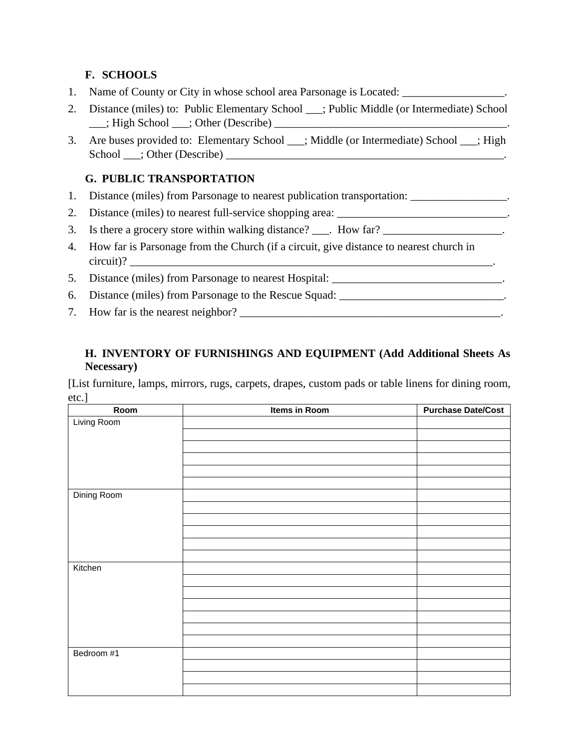### F. SCHOOLS

1. Name of County or City in whose school area Parsonage is Located: __________________.
2. Distance (miles) to: Public Elementary School ___; Public Middle (or Intermediate) School ___; High School ___; Other (Describe) ___________________________________________.
3. Are buses provided to: Elementary School ___; Middle (or Intermediate) School ___; High School ___; Other (Describe) ____________________________________________________.

### G. PUBLIC TRANSPORTATION

1. Distance (miles) from Parsonage to nearest publication transportation: _________________.
2. Distance (miles) to nearest full-service shopping area: _______________________________.
3. Is there a grocery store within walking distance? ___. How far? _____________________.
4. How far is Parsonage from the Church (if a circuit, give distance to nearest church in circuit)? ____________________________________________________________________.
5. Distance (miles) from Parsonage to nearest Hospital: _______________________________.
6. Distance (miles) from Parsonage to the Rescue Squad: _____________________________.
7. How far is the nearest neighbor? _________________________________________________.

### H. INVENTORY OF FURNISHINGS AND EQUIPMENT (Add Additional Sheets As Necessary)

[List furniture, lamps, mirrors, rugs, carpets, drapes, custom pads or table linens for dining room, etc.]

| Room | Items in Room | Purchase Date/Cost |
|---|---|---|
| Living Room | | |
| | | |
| | | |
| | | |
| | | |
| | | |
| Dining Room | | |
| | | |
| | | |
| | | |
| | | |
| | | |
| Kitchen | | |
| | | |
| | | |
| | | |
| | | |
| | | |
| | | |
| Bedroom #1 | | |
| | | |
| | | |
| | | |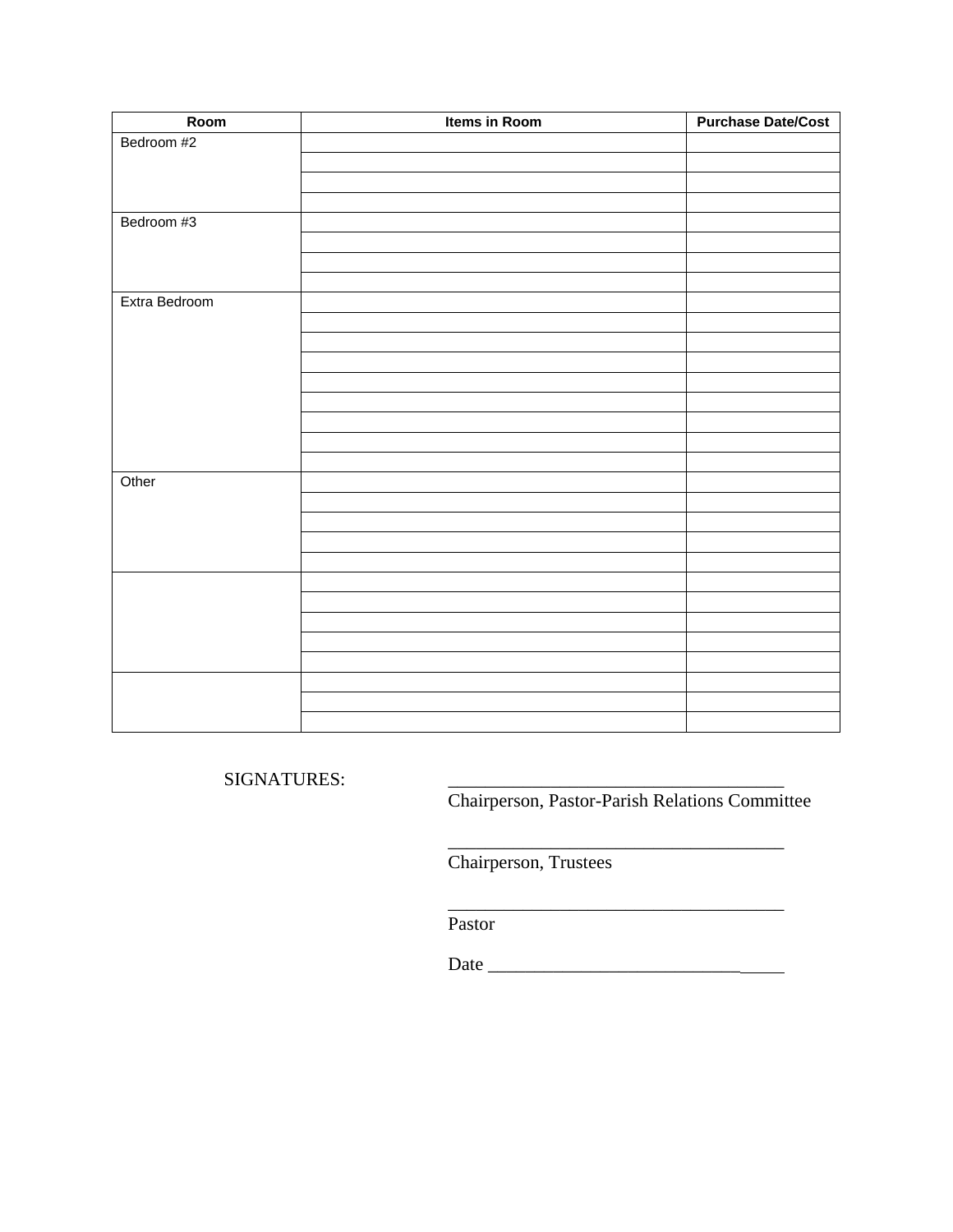| Room | Items in Room | Purchase Date/Cost |
|---|---|---|
| Bedroom #2 | | |
| | | |
| | | |
| | | |
| Bedroom #3 | | |
| | | |
| | | |
| | | |
| Extra Bedroom | | |
| | | |
| | | |
| | | |
| | | |
| | | |
| | | |
| | | |
| | | |
| Other | | |
| | | |
| | | |
| | | |
| | | |
| | | |
| | | |
| | | |
| | | |
| | | |
| | | |
| | | |
| | | |

SIGNATURES:

\_\_\_\_\_\_\_\_\_\_\_\_\_\_\_\_\_\_\_\_\_\_\_\_\_\_\_\_\_\_\_\_\_\_\_\_
Chairperson, Pastor-Parish Relations Committee

\_\_\_\_\_\_\_\_\_\_\_\_\_\_\_\_\_\_\_\_\_\_\_\_\_\_\_\_\_\_\_\_\_\_\_\_
Chairperson, Trustees

\_\_\_\_\_\_\_\_\_\_\_\_\_\_\_\_\_\_\_\_\_\_\_\_\_\_\_\_\_\_\_\_\_\_\_\_
Pastor

Date \_\_\_\_\_\_\_\_\_\_\_\_\_\_\_\_\_\_\_\_\_\_\_\_\_\_\_\_\_\_\_\_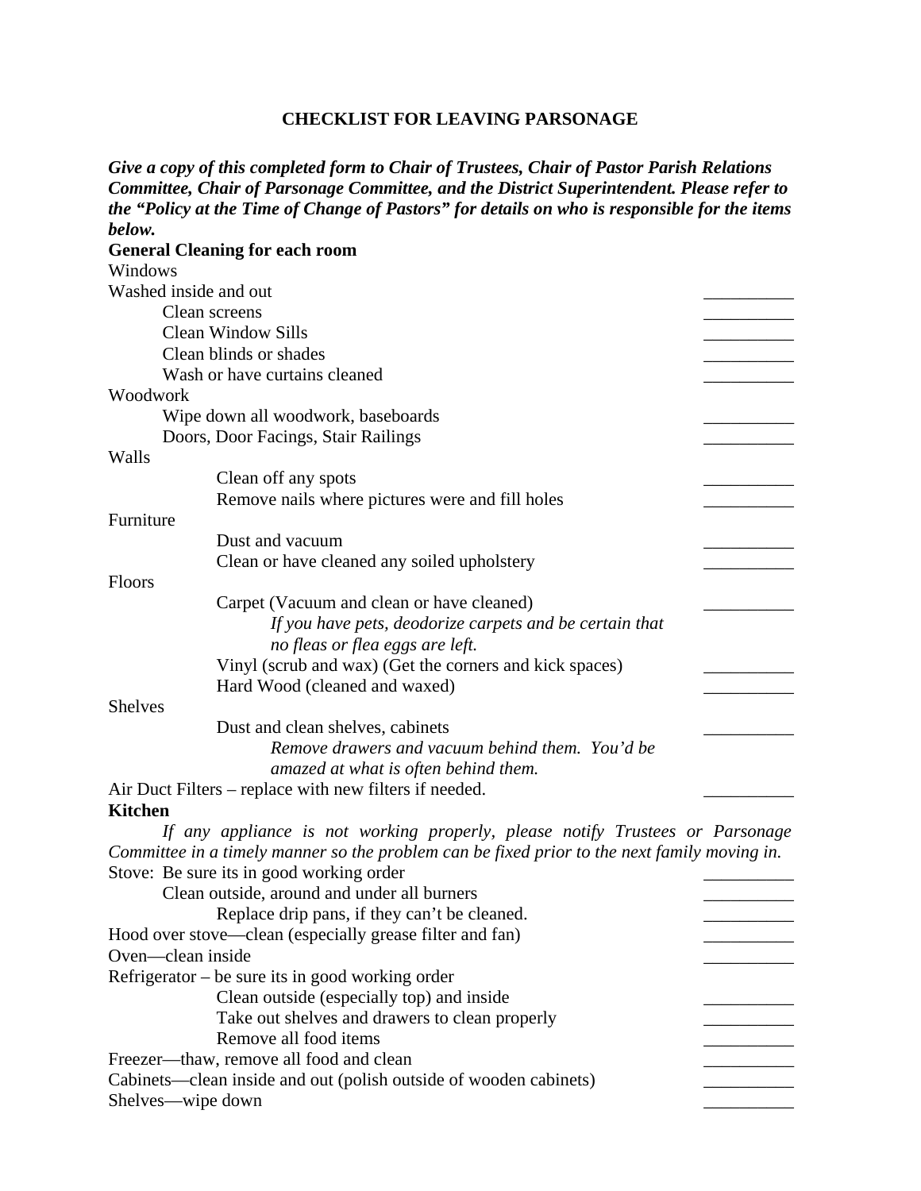## CHECKLIST FOR LEAVING PARSONAGE

***Give a copy of this completed form to Chair of Trustees, Chair of Pastor Parish Relations Committee, Chair of Parsonage Committee, and the District Superintendent. Please refer to the "Policy at the Time of Change of Pastors" for details on who is responsible for the items below.***

**General Cleaning for each room**

Windows

Washed inside and out __________

- Clean screens __________
- Clean Window Sills __________
- Clean blinds or shades __________
- Wash or have curtains cleaned __________

Woodwork

- Wipe down all woodwork, baseboards __________
- Doors, Door Facings, Stair Railings __________

Walls

- Clean off any spots __________
- Remove nails where pictures were and fill holes __________

Furniture

- Dust and vacuum __________
- Clean or have cleaned any soiled upholstery __________

Floors

- Carpet (Vacuum and clean or have cleaned) __________
  - *If you have pets, deodorize carpets and be certain that no fleas or flea eggs are left.*
- Vinyl (scrub and wax) (Get the corners and kick spaces) __________
- Hard Wood (cleaned and waxed) __________

Shelves

- Dust and clean shelves, cabinets __________
  - *Remove drawers and vacuum behind them. You'd be amazed at what is often behind them.*

Air Duct Filters – replace with new filters if needed. __________

**Kitchen**

*If any appliance is not working properly, please notify Trustees or Parsonage Committee in a timely manner so the problem can be fixed prior to the next family moving in.*

Stove: Be sure its in good working order __________

- Clean outside, around and under all burners __________
  - Replace drip pans, if they can't be cleaned. __________

Hood over stove—clean (especially grease filter and fan) __________

Oven—clean inside __________

Refrigerator – be sure its in good working order

- Clean outside (especially top) and inside __________
- Take out shelves and drawers to clean properly __________
- Remove all food items __________

Freezer—thaw, remove all food and clean __________

Cabinets—clean inside and out (polish outside of wooden cabinets) __________

Shelves—wipe down __________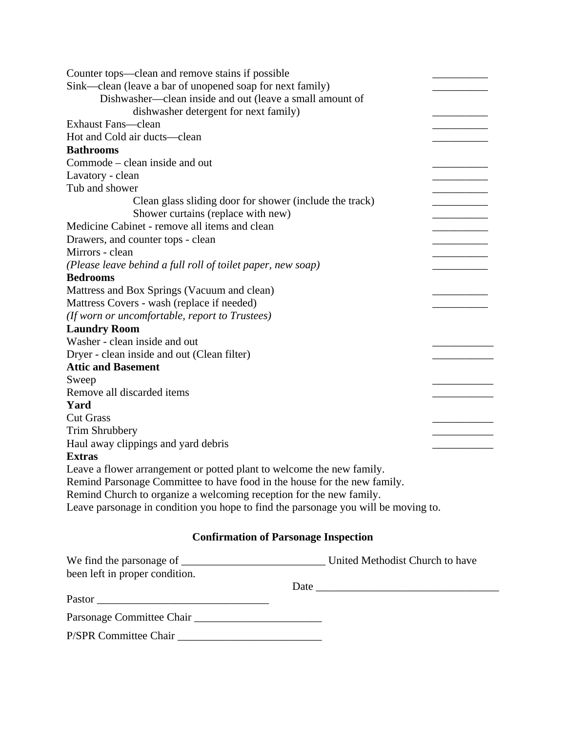Counter tops—clean and remove stains if possible __________
Sink—clean (leave a bar of unopened soap for next family) __________
Dishwasher—clean inside and out (leave a small amount of dishwasher detergent for next family) __________
Exhaust Fans—clean __________
Hot and Cold air ducts—clean __________

**Bathrooms**

Commode – clean inside and out __________
Lavatory - clean __________
Tub and shower __________
Clean glass sliding door for shower (include the track) __________
Shower curtains (replace with new) __________
Medicine Cabinet - remove all items and clean __________
Drawers, and counter tops - clean __________
Mirrors - clean __________
*(Please leave behind a full roll of toilet paper, new soap)* __________

**Bedrooms**

Mattress and Box Springs (Vacuum and clean) __________
Mattress Covers - wash (replace if needed) __________
*(If worn or uncomfortable, report to Trustees)*

**Laundry Room**

Washer - clean inside and out ___________
Dryer - clean inside and out (Clean filter) ___________

**Attic and Basement**

Sweep ___________
Remove all discarded items ___________

**Yard**

Cut Grass ___________
Trim Shrubbery ___________
Haul away clippings and yard debris ___________

**Extras**

Leave a flower arrangement or potted plant to welcome the new family.
Remind Parsonage Committee to have food in the house for the new family.
Remind Church to organize a welcoming reception for the new family.
Leave parsonage in condition you hope to find the parsonage you will be moving to.

**Confirmation of Parsonage Inspection**

We find the parsonage of __________________________ United Methodist Church to have been left in proper condition.

Date _________________________________

Pastor _______________________________

Parsonage Committee Chair ______________________

P/SPR Committee Chair __________________________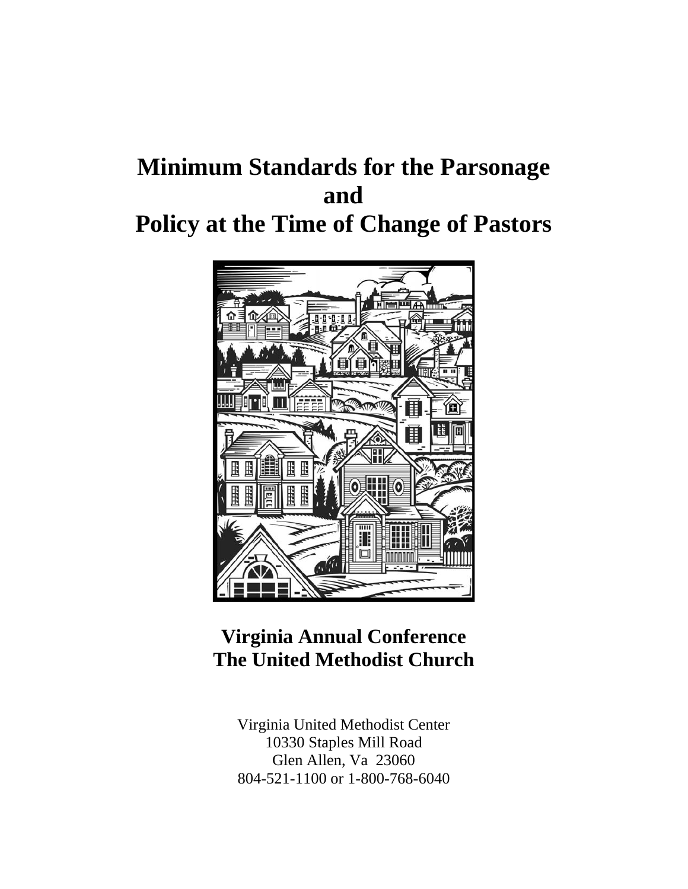# Minimum Standards for the Parsonage and Policy at the Time of Change of Pastors

## Virginia Annual Conference
## The United Methodist Church

Virginia United Methodist Center
10330 Staples Mill Road
Glen Allen, Va 23060
804-521-1100 or 1-800-768-6040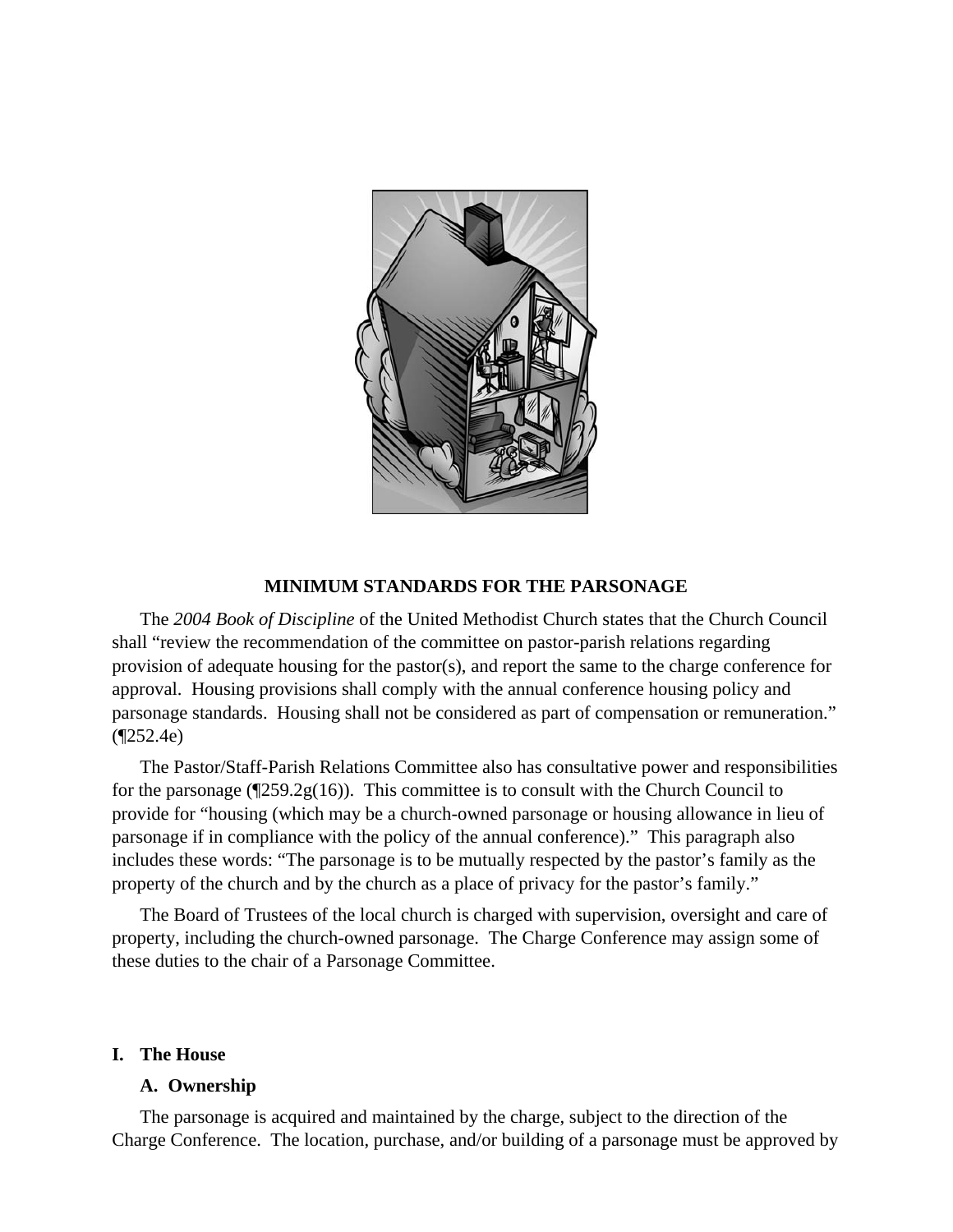## MINIMUM STANDARDS FOR THE PARSONAGE

The *2004 Book of Discipline* of the United Methodist Church states that the Church Council shall "review the recommendation of the committee on pastor-parish relations regarding provision of adequate housing for the pastor(s), and report the same to the charge conference for approval. Housing provisions shall comply with the annual conference housing policy and parsonage standards. Housing shall not be considered as part of compensation or remuneration." (¶252.4e)

The Pastor/Staff-Parish Relations Committee also has consultative power and responsibilities for the parsonage (¶259.2g(16)). This committee is to consult with the Church Council to provide for "housing (which may be a church-owned parsonage or housing allowance in lieu of parsonage if in compliance with the policy of the annual conference)." This paragraph also includes these words: "The parsonage is to be mutually respected by the pastor's family as the property of the church and by the church as a place of privacy for the pastor's family."

The Board of Trustees of the local church is charged with supervision, oversight and care of property, including the church-owned parsonage. The Charge Conference may assign some of these duties to the chair of a Parsonage Committee.

### I. The House

#### A. Ownership

The parsonage is acquired and maintained by the charge, subject to the direction of the Charge Conference. The location, purchase, and/or building of a parsonage must be approved by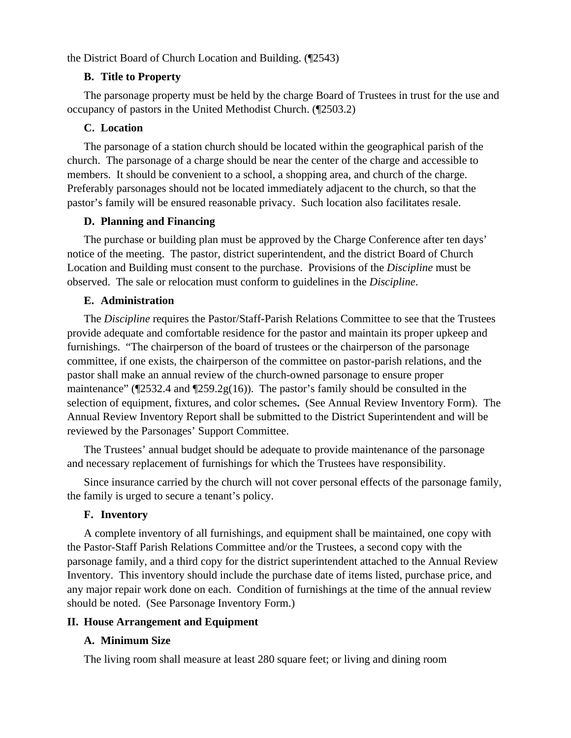the District Board of Church Location and Building. (¶2543)

### B. Title to Property

The parsonage property must be held by the charge Board of Trustees in trust for the use and occupancy of pastors in the United Methodist Church. (¶2503.2)

### C. Location

The parsonage of a station church should be located within the geographical parish of the church. The parsonage of a charge should be near the center of the charge and accessible to members. It should be convenient to a school, a shopping area, and church of the charge. Preferably parsonages should not be located immediately adjacent to the church, so that the pastor's family will be ensured reasonable privacy. Such location also facilitates resale.

### D. Planning and Financing

The purchase or building plan must be approved by the Charge Conference after ten days' notice of the meeting. The pastor, district superintendent, and the district Board of Church Location and Building must consent to the purchase. Provisions of the *Discipline* must be observed. The sale or relocation must conform to guidelines in the *Discipline*.

### E. Administration

The *Discipline* requires the Pastor/Staff-Parish Relations Committee to see that the Trustees provide adequate and comfortable residence for the pastor and maintain its proper upkeep and furnishings. "The chairperson of the board of trustees or the chairperson of the parsonage committee, if one exists, the chairperson of the committee on pastor-parish relations, and the pastor shall make an annual review of the church-owned parsonage to ensure proper maintenance" (¶2532.4 and ¶259.2g(16)). The pastor's family should be consulted in the selection of equipment, fixtures, and color schemes**.** (See Annual Review Inventory Form). The Annual Review Inventory Report shall be submitted to the District Superintendent and will be reviewed by the Parsonages' Support Committee.

The Trustees' annual budget should be adequate to provide maintenance of the parsonage and necessary replacement of furnishings for which the Trustees have responsibility.

Since insurance carried by the church will not cover personal effects of the parsonage family, the family is urged to secure a tenant's policy.

### F. Inventory

A complete inventory of all furnishings, and equipment shall be maintained, one copy with the Pastor-Staff Parish Relations Committee and/or the Trustees, a second copy with the parsonage family, and a third copy for the district superintendent attached to the Annual Review Inventory. This inventory should include the purchase date of items listed, purchase price, and any major repair work done on each. Condition of furnishings at the time of the annual review should be noted. (See Parsonage Inventory Form.)

## II. House Arrangement and Equipment

### A. Minimum Size

The living room shall measure at least 280 square feet; or living and dining room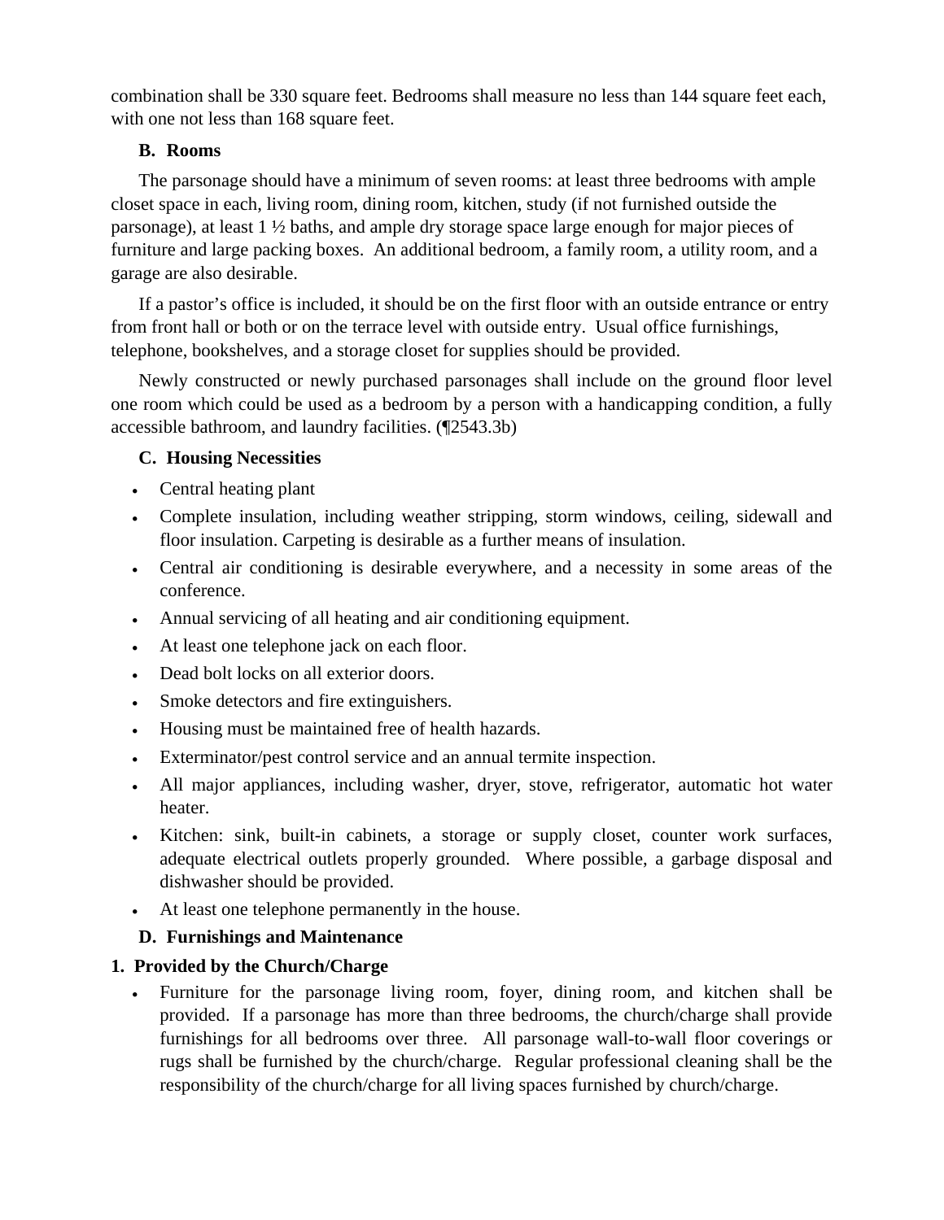combination shall be 330 square feet. Bedrooms shall measure no less than 144 square feet each, with one not less than 168 square feet.

### B. Rooms

The parsonage should have a minimum of seven rooms: at least three bedrooms with ample closet space in each, living room, dining room, kitchen, study (if not furnished outside the parsonage), at least 1 ½ baths, and ample dry storage space large enough for major pieces of furniture and large packing boxes. An additional bedroom, a family room, a utility room, and a garage are also desirable.

If a pastor's office is included, it should be on the first floor with an outside entrance or entry from front hall or both or on the terrace level with outside entry. Usual office furnishings, telephone, bookshelves, and a storage closet for supplies should be provided.

Newly constructed or newly purchased parsonages shall include on the ground floor level one room which could be used as a bedroom by a person with a handicapping condition, a fully accessible bathroom, and laundry facilities. (¶2543.3b)

### C. Housing Necessities

- Central heating plant
- Complete insulation, including weather stripping, storm windows, ceiling, sidewall and floor insulation. Carpeting is desirable as a further means of insulation.
- Central air conditioning is desirable everywhere, and a necessity in some areas of the conference.
- Annual servicing of all heating and air conditioning equipment.
- At least one telephone jack on each floor.
- Dead bolt locks on all exterior doors.
- Smoke detectors and fire extinguishers.
- Housing must be maintained free of health hazards.
- Exterminator/pest control service and an annual termite inspection.
- All major appliances, including washer, dryer, stove, refrigerator, automatic hot water heater.
- Kitchen: sink, built-in cabinets, a storage or supply closet, counter work surfaces, adequate electrical outlets properly grounded. Where possible, a garbage disposal and dishwasher should be provided.
- At least one telephone permanently in the house.

### D. Furnishings and Maintenance

#### 1. Provided by the Church/Charge

- Furniture for the parsonage living room, foyer, dining room, and kitchen shall be provided. If a parsonage has more than three bedrooms, the church/charge shall provide furnishings for all bedrooms over three. All parsonage wall-to-wall floor coverings or rugs shall be furnished by the church/charge. Regular professional cleaning shall be the responsibility of the church/charge for all living spaces furnished by church/charge.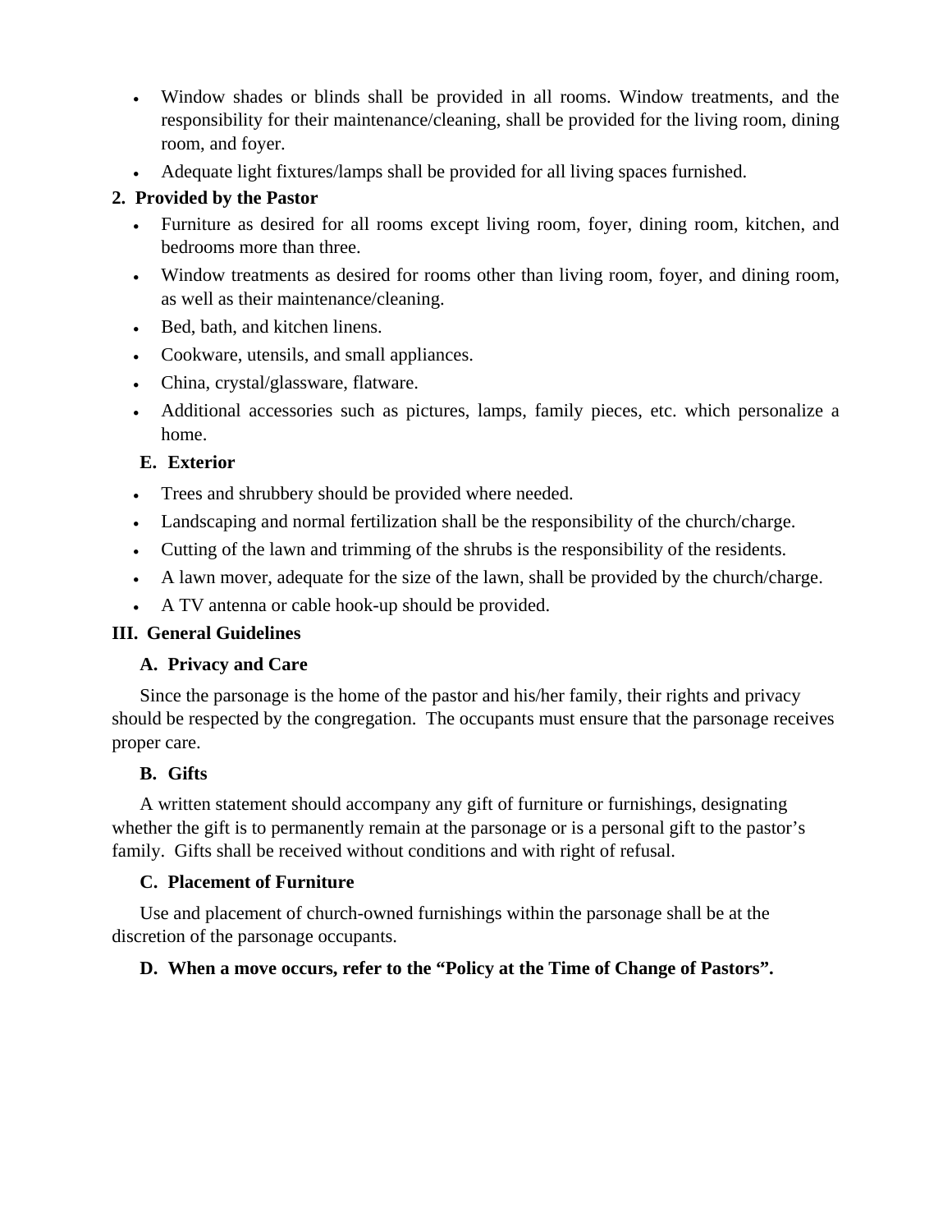- Window shades or blinds shall be provided in all rooms. Window treatments, and the responsibility for their maintenance/cleaning, shall be provided for the living room, dining room, and foyer.
- Adequate light fixtures/lamps shall be provided for all living spaces furnished.

**2. Provided by the Pastor**

- Furniture as desired for all rooms except living room, foyer, dining room, kitchen, and bedrooms more than three.
- Window treatments as desired for rooms other than living room, foyer, and dining room, as well as their maintenance/cleaning.
- Bed, bath, and kitchen linens.
- Cookware, utensils, and small appliances.
- China, crystal/glassware, flatware.
- Additional accessories such as pictures, lamps, family pieces, etc. which personalize a home.

### E. Exterior

- Trees and shrubbery should be provided where needed.
- Landscaping and normal fertilization shall be the responsibility of the church/charge.
- Cutting of the lawn and trimming of the shrubs is the responsibility of the residents.
- A lawn mover, adequate for the size of the lawn, shall be provided by the church/charge.
- A TV antenna or cable hook-up should be provided.

## III. General Guidelines

### A. Privacy and Care

Since the parsonage is the home of the pastor and his/her family, their rights and privacy should be respected by the congregation. The occupants must ensure that the parsonage receives proper care.

### B. Gifts

A written statement should accompany any gift of furniture or furnishings, designating whether the gift is to permanently remain at the parsonage or is a personal gift to the pastor's family. Gifts shall be received without conditions and with right of refusal.

### C. Placement of Furniture

Use and placement of church-owned furnishings within the parsonage shall be at the discretion of the parsonage occupants.

### D. When a move occurs, refer to the "Policy at the Time of Change of Pastors".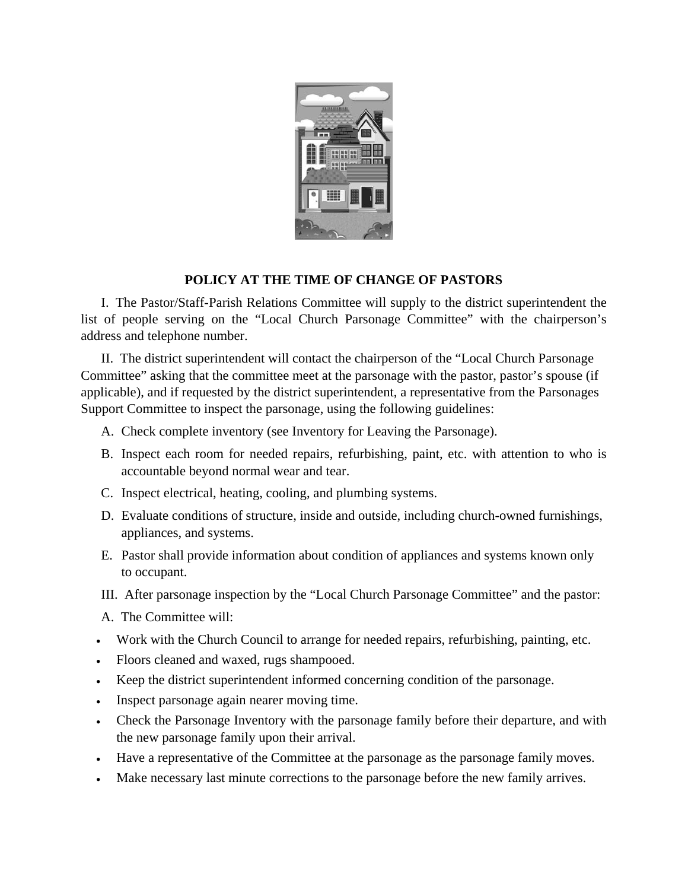## POLICY AT THE TIME OF CHANGE OF PASTORS

I. The Pastor/Staff-Parish Relations Committee will supply to the district superintendent the list of people serving on the "Local Church Parsonage Committee" with the chairperson's address and telephone number.

II. The district superintendent will contact the chairperson of the "Local Church Parsonage Committee" asking that the committee meet at the parsonage with the pastor, pastor's spouse (if applicable), and if requested by the district superintendent, a representative from the Parsonages Support Committee to inspect the parsonage, using the following guidelines:

A. Check complete inventory (see Inventory for Leaving the Parsonage).

B. Inspect each room for needed repairs, refurbishing, paint, etc. with attention to who is accountable beyond normal wear and tear.

C. Inspect electrical, heating, cooling, and plumbing systems.

D. Evaluate conditions of structure, inside and outside, including church-owned furnishings, appliances, and systems.

E. Pastor shall provide information about condition of appliances and systems known only to occupant.

III. After parsonage inspection by the "Local Church Parsonage Committee" and the pastor:

A. The Committee will:

- Work with the Church Council to arrange for needed repairs, refurbishing, painting, etc.
- Floors cleaned and waxed, rugs shampooed.
- Keep the district superintendent informed concerning condition of the parsonage.
- Inspect parsonage again nearer moving time.
- Check the Parsonage Inventory with the parsonage family before their departure, and with the new parsonage family upon their arrival.
- Have a representative of the Committee at the parsonage as the parsonage family moves.
- Make necessary last minute corrections to the parsonage before the new family arrives.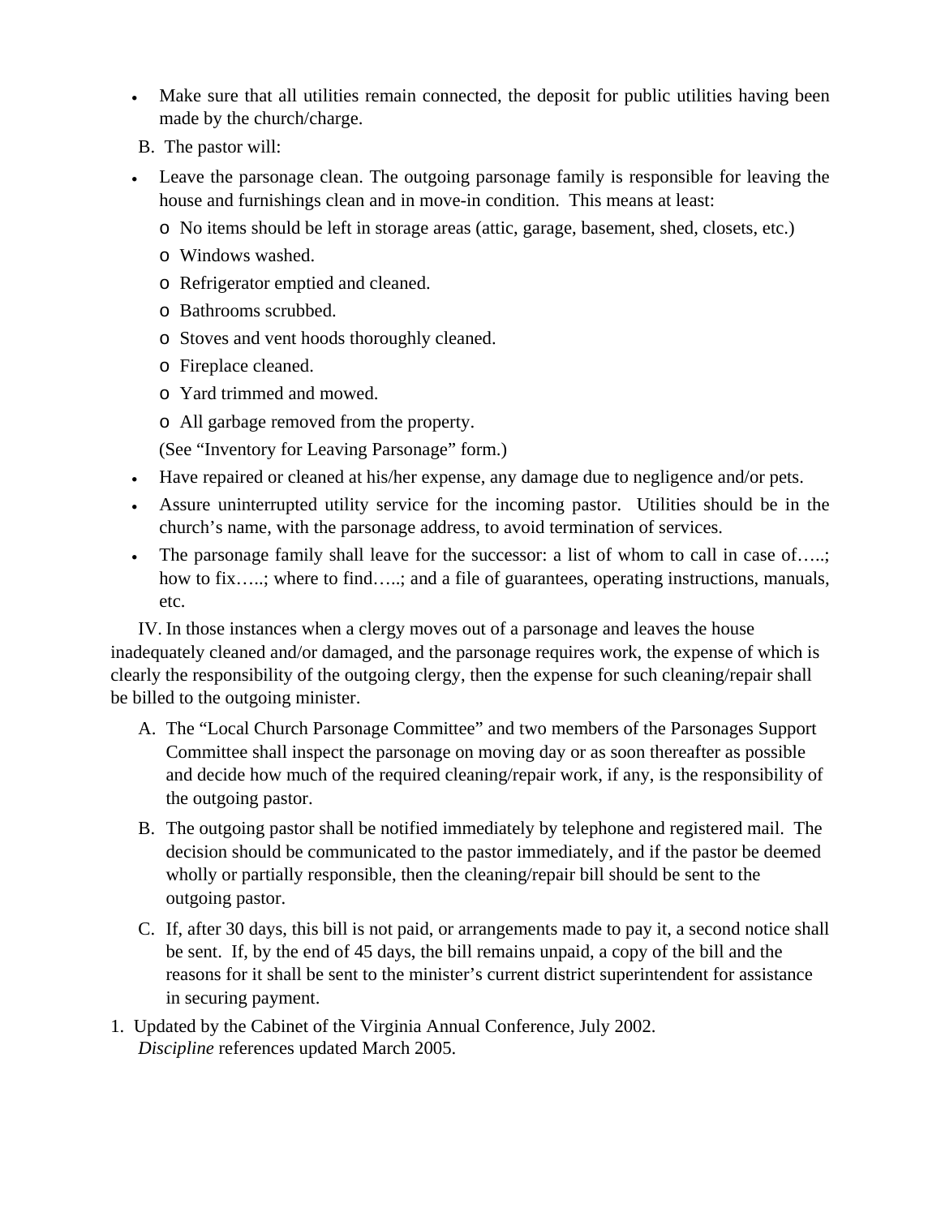- Make sure that all utilities remain connected, the deposit for public utilities having been made by the church/charge.

B. The pastor will:

- Leave the parsonage clean. The outgoing parsonage family is responsible for leaving the house and furnishings clean and in move-in condition. This means at least:
  - No items should be left in storage areas (attic, garage, basement, shed, closets, etc.)
  - Windows washed.
  - Refrigerator emptied and cleaned.
  - Bathrooms scrubbed.
  - Stoves and vent hoods thoroughly cleaned.
  - Fireplace cleaned.
  - Yard trimmed and mowed.
  - All garbage removed from the property.

  (See "Inventory for Leaving Parsonage" form.)
- Have repaired or cleaned at his/her expense, any damage due to negligence and/or pets.
- Assure uninterrupted utility service for the incoming pastor. Utilities should be in the church's name, with the parsonage address, to avoid termination of services.
- The parsonage family shall leave for the successor: a list of whom to call in case of…..; how to fix…..; where to find…..; and a file of guarantees, operating instructions, manuals, etc.

IV. In those instances when a clergy moves out of a parsonage and leaves the house inadequately cleaned and/or damaged, and the parsonage requires work, the expense of which is clearly the responsibility of the outgoing clergy, then the expense for such cleaning/repair shall be billed to the outgoing minister.

A. The "Local Church Parsonage Committee" and two members of the Parsonages Support Committee shall inspect the parsonage on moving day or as soon thereafter as possible and decide how much of the required cleaning/repair work, if any, is the responsibility of the outgoing pastor.

B. The outgoing pastor shall be notified immediately by telephone and registered mail. The decision should be communicated to the pastor immediately, and if the pastor be deemed wholly or partially responsible, then the cleaning/repair bill should be sent to the outgoing pastor.

C. If, after 30 days, this bill is not paid, or arrangements made to pay it, a second notice shall be sent. If, by the end of 45 days, the bill remains unpaid, a copy of the bill and the reasons for it shall be sent to the minister's current district superintendent for assistance in securing payment.

1. Updated by the Cabinet of the Virginia Annual Conference, July 2002.
   *Discipline* references updated March 2005.